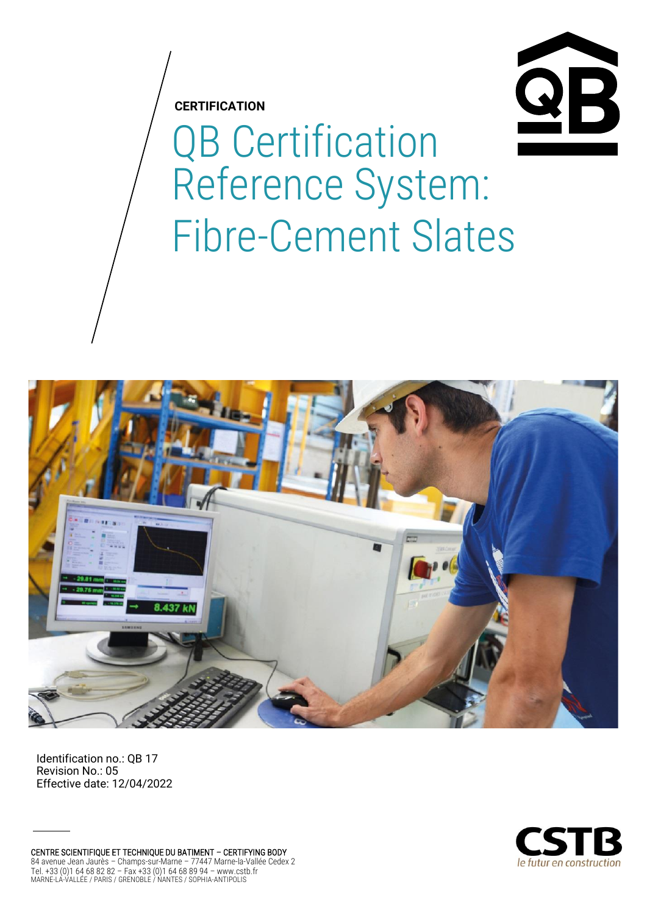**CERTIFICATION**

# QB Certification Reference System: Fibre-Cement Slates

Identification no.: QB 17
Revision No.: 05
Effective date: 12/04/2022

CENTRE SCIENTIFIQUE ET TECHNIQUE DU BATIMENT – CERTIFYING BODY
84 avenue Jean Jaurès – Champs-sur-Marne – 77447 Marne-la-Vallée Cedex 2
Tel. +33 (0)1 64 68 82 82 – Fax +33 (0)1 64 68 89 94 – www.cstb.fr
MARNE-LA-VALLÉE / PARIS / GRENOBLE / NANTES / SOPHIA-ANTIPOLIS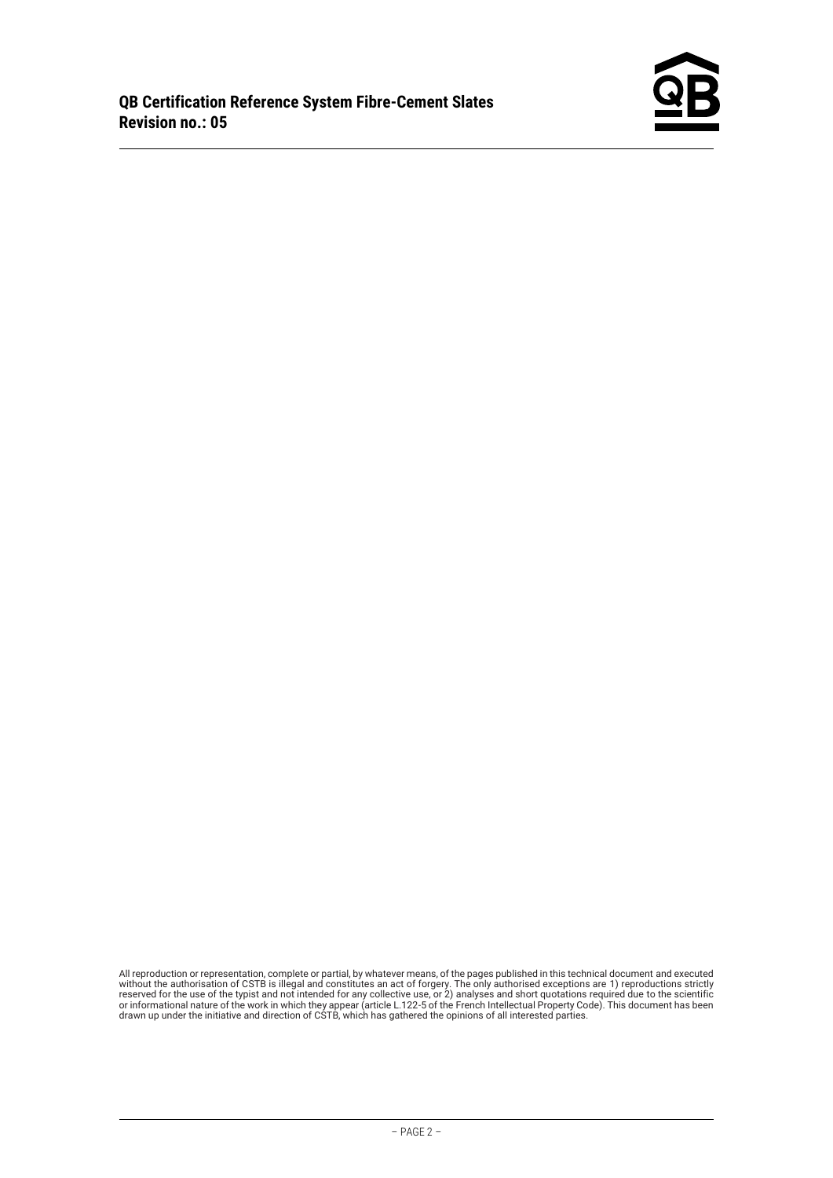All reproduction or representation, complete or partial, by whatever means, of the pages published in this technical document and executed without the authorisation of CSTB is illegal and constitutes an act of forgery. The only authorised exceptions are 1) reproductions strictly reserved for the use of the typist and not intended for any collective use, or 2) analyses and short quotations required due to the scientific or informational nature of the work in which they appear (article L.122-5 of the French Intellectual Property Code). This document has been drawn up under the initiative and direction of CSTB, which has gathered the opinions of all interested parties.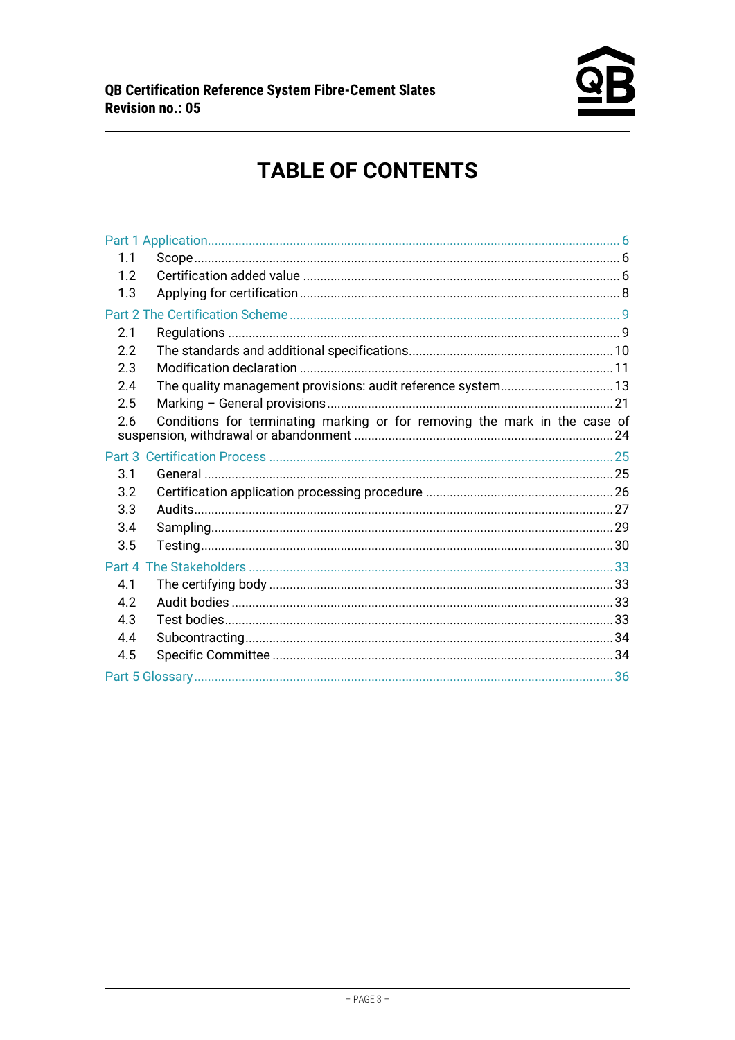# TABLE OF CONTENTS

Part 1 Application........................................................................................................................ 6
- 1.1 Scope ........................................................................................................................... 6
- 1.2 Certification added value ........................................................................................... 6
- 1.3 Applying for certification ............................................................................................ 8

Part 2 The Certification Scheme ................................................................................................ 9
- 2.1 Regulations ................................................................................................................. 9
- 2.2 The standards and additional specifications........................................................... 10
- 2.3 Modification declaration ........................................................................................... 11
- 2.4 The quality management provisions: audit reference system................................ 13
- 2.5 Marking – General provisions.................................................................................. 21
- 2.6 Conditions for terminating marking or for removing the mark in the case of suspension, withdrawal or abandonment ........................................................................... 24

Part 3 Certification Process ...................................................................................................... 25
- 3.1 General ...................................................................................................................... 25
- 3.2 Certification application processing procedure ....................................................... 26
- 3.3 Audits......................................................................................................................... 27
- 3.4 Sampling.................................................................................................................... 29
- 3.5 Testing....................................................................................................................... 30

Part 4 The Stakeholders ............................................................................................................ 33
- 4.1 The certifying body .................................................................................................... 33
- 4.2 Audit bodies .............................................................................................................. 33
- 4.3 Test bodies................................................................................................................ 33
- 4.4 Subcontracting........................................................................................................... 34
- 4.5 Specific Committee ................................................................................................... 34

Part 5 Glossary .......................................................................................................................... 36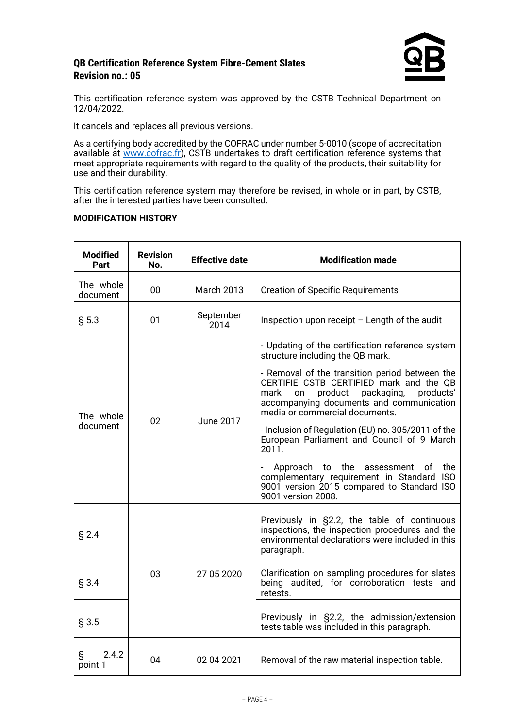# QB Certification Reference System Fibre-Cement Slates
**Revision no.: 05**

This certification reference system was approved by the CSTB Technical Department on 12/04/2022.

It cancels and replaces all previous versions.

As a certifying body accredited by the COFRAC under number 5-0010 (scope of accreditation available at www.cofrac.fr), CSTB undertakes to draft certification reference systems that meet appropriate requirements with regard to the quality of the products, their suitability for use and their durability.

This certification reference system may therefore be revised, in whole or in part, by CSTB, after the interested parties have been consulted.

**MODIFICATION HISTORY**

| Modified Part | Revision No. | Effective date | Modification made |
|---|---|---|---|
| The whole document | 00 | March 2013 | Creation of Specific Requirements |
| § 5.3 | 01 | September 2014 | Inspection upon receipt – Length of the audit |
| The whole document | 02 | June 2017 | - Updating of the certification reference system structure including the QB mark.<br>- Removal of the transition period between the CERTIFIE CSTB CERTIFIED mark and the QB mark on product packaging, products' accompanying documents and communication media or commercial documents.<br>- Inclusion of Regulation (EU) no. 305/2011 of the European Parliament and Council of 9 March 2011.<br>- Approach to the assessment of the complementary requirement in Standard ISO 9001 version 2015 compared to Standard ISO 9001 version 2008. |
| § 2.4 | 03 | 27 05 2020 | Previously in §2.2, the table of continuous inspections, the inspection procedures and the environmental declarations were included in this paragraph. |
| § 3.4 | | | Clarification on sampling procedures for slates being audited, for corroboration tests and retests. |
| § 3.5 | | | Previously in §2.2, the admission/extension tests table was included in this paragraph. |
| § 2.4.2 point 1 | 04 | 02 04 2021 | Removal of the raw material inspection table. |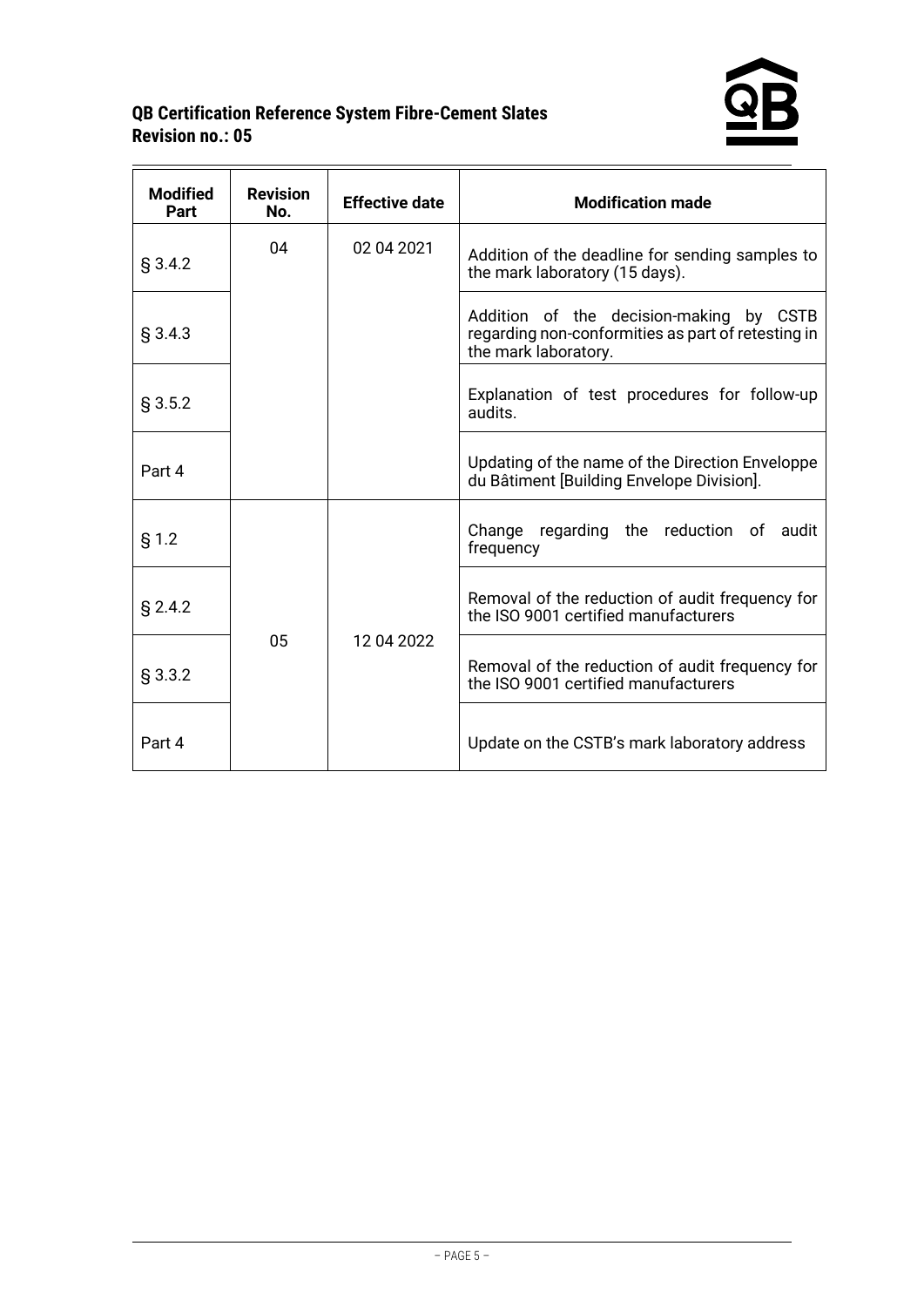| Modified Part | Revision No. | Effective date | Modification made |
| --- | --- | --- | --- |
| § 3.4.2 | 04 | 02 04 2021 | Addition of the deadline for sending samples to the mark laboratory (15 days). |
| § 3.4.3 | | | Addition of the decision-making by CSTB regarding non-conformities as part of retesting in the mark laboratory. |
| § 3.5.2 | | | Explanation of test procedures for follow-up audits. |
| Part 4 | | | Updating of the name of the Direction Enveloppe du Bâtiment [Building Envelope Division]. |
| § 1.2 | 05 | 12 04 2022 | Change regarding the reduction of audit frequency |
| § 2.4.2 | | | Removal of the reduction of audit frequency for the ISO 9001 certified manufacturers |
| § 3.3.2 | | | Removal of the reduction of audit frequency for the ISO 9001 certified manufacturers |
| Part 4 | | | Update on the CSTB's mark laboratory address |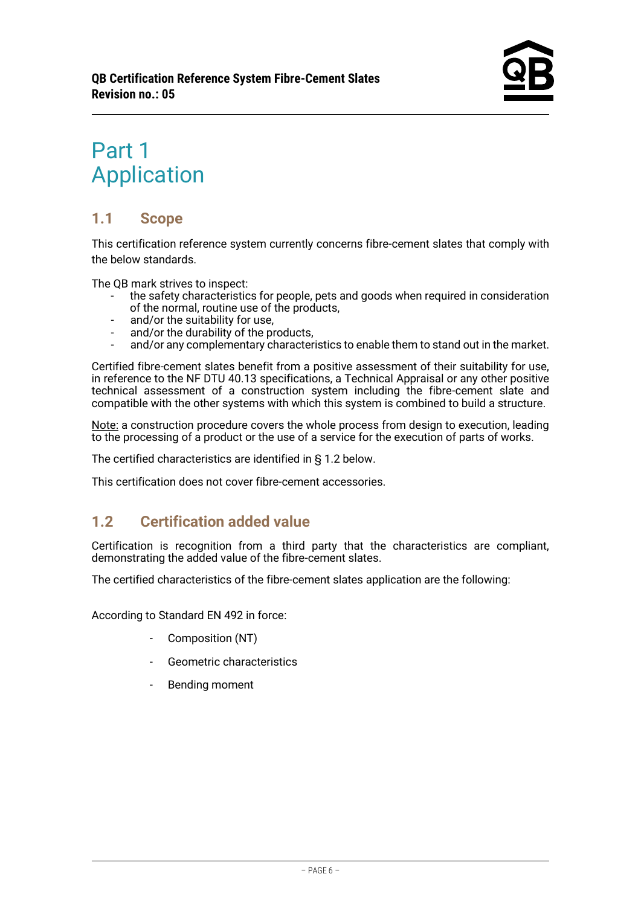# Part 1
# Application

## 1.1 Scope

This certification reference system currently concerns fibre-cement slates that comply with the below standards.

The QB mark strives to inspect:

- the safety characteristics for people, pets and goods when required in consideration of the normal, routine use of the products,
- and/or the suitability for use,
- and/or the durability of the products,
- and/or any complementary characteristics to enable them to stand out in the market.

Certified fibre-cement slates benefit from a positive assessment of their suitability for use, in reference to the NF DTU 40.13 specifications, a Technical Appraisal or any other positive technical assessment of a construction system including the fibre-cement slate and compatible with the other systems with which this system is combined to build a structure.

Note: a construction procedure covers the whole process from design to execution, leading to the processing of a product or the use of a service for the execution of parts of works.

The certified characteristics are identified in § 1.2 below.

This certification does not cover fibre-cement accessories.

## 1.2 Certification added value

Certification is recognition from a third party that the characteristics are compliant, demonstrating the added value of the fibre-cement slates.

The certified characteristics of the fibre-cement slates application are the following:

According to Standard EN 492 in force:

- Composition (NT)
- Geometric characteristics
- Bending moment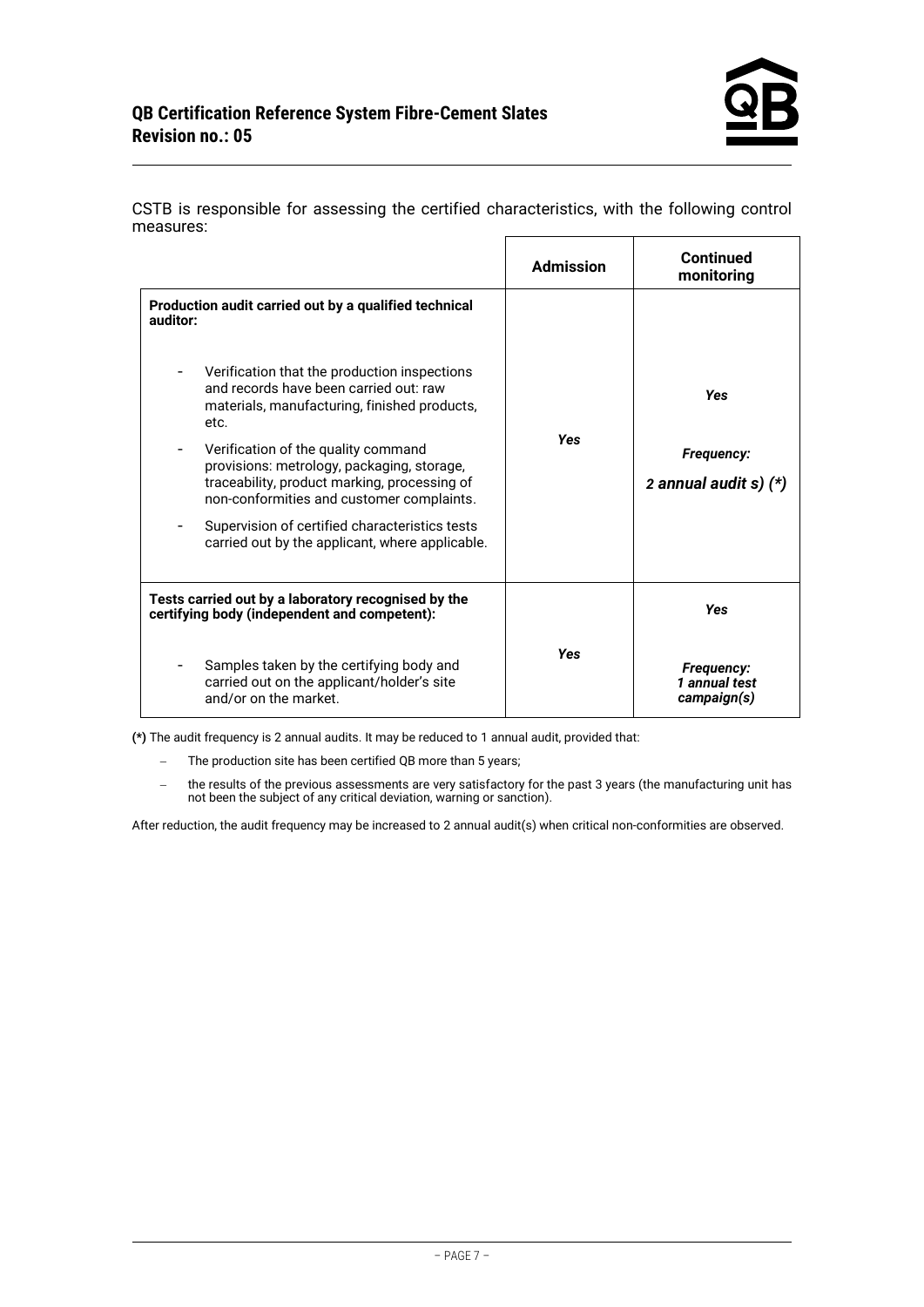CSTB is responsible for assessing the certified characteristics, with the following control measures:

| | **Admission** | **Continued monitoring** |
|---|---|---|
| **Production audit carried out by a qualified technical auditor:**<br><br>- Verification that the production inspections and records have been carried out: raw materials, manufacturing, finished products, etc.<br>- Verification of the quality command provisions: metrology, packaging, storage, traceability, product marking, processing of non-conformities and customer complaints.<br>- Supervision of certified characteristics tests carried out by the applicant, where applicable. | ***Yes*** | ***Yes***<br><br>***Frequency:***<br>***2 annual audit s) (*)*** |
| **Tests carried out by a laboratory recognised by the certifying body (independent and competent):**<br><br>- Samples taken by the certifying body and carried out on the applicant/holder's site and/or on the market. | ***Yes*** | ***Yes***<br><br>***Frequency:***<br>***1 annual test campaign(s)*** |

**(*)** The audit frequency is 2 annual audits. It may be reduced to 1 annual audit, provided that:

- The production site has been certified QB more than 5 years;
- the results of the previous assessments are very satisfactory for the past 3 years (the manufacturing unit has not been the subject of any critical deviation, warning or sanction).

After reduction, the audit frequency may be increased to 2 annual audit(s) when critical non-conformities are observed.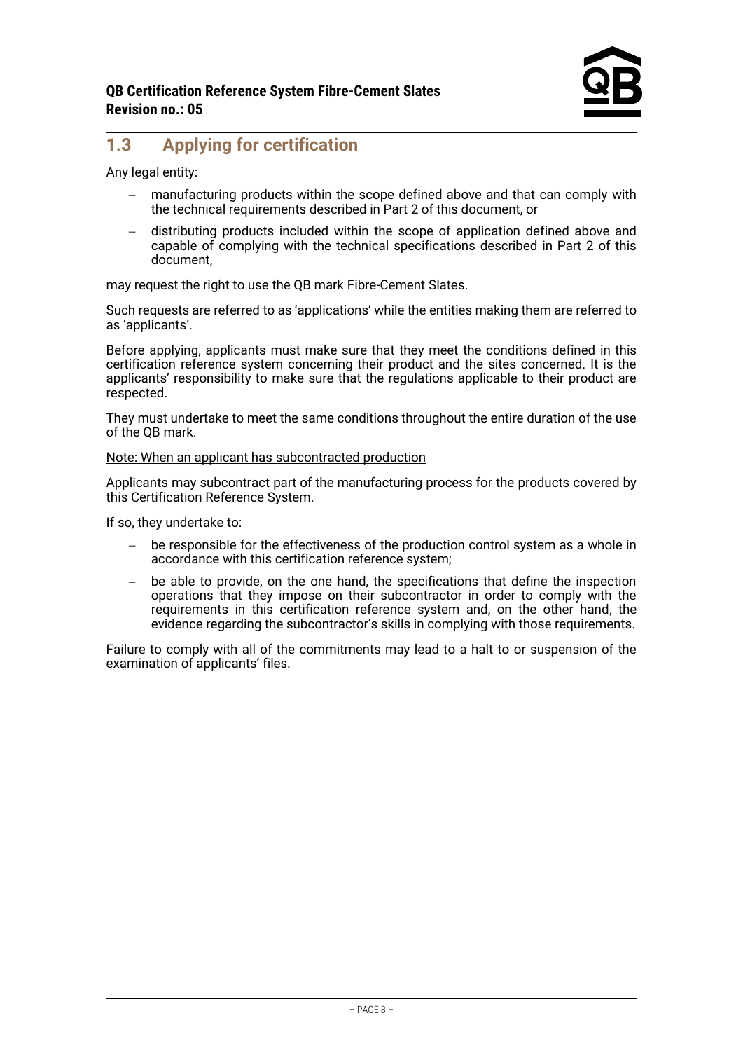## 1.3 Applying for certification

Any legal entity:

- manufacturing products within the scope defined above and that can comply with the technical requirements described in Part 2 of this document, or
- distributing products included within the scope of application defined above and capable of complying with the technical specifications described in Part 2 of this document,

may request the right to use the QB mark Fibre-Cement Slates.

Such requests are referred to as 'applications' while the entities making them are referred to as 'applicants'.

Before applying, applicants must make sure that they meet the conditions defined in this certification reference system concerning their product and the sites concerned. It is the applicants' responsibility to make sure that the regulations applicable to their product are respected.

They must undertake to meet the same conditions throughout the entire duration of the use of the QB mark.

<u>Note: When an applicant has subcontracted production</u>

Applicants may subcontract part of the manufacturing process for the products covered by this Certification Reference System.

If so, they undertake to:

- be responsible for the effectiveness of the production control system as a whole in accordance with this certification reference system;
- be able to provide, on the one hand, the specifications that define the inspection operations that they impose on their subcontractor in order to comply with the requirements in this certification reference system and, on the other hand, the evidence regarding the subcontractor's skills in complying with those requirements.

Failure to comply with all of the commitments may lead to a halt to or suspension of the examination of applicants' files.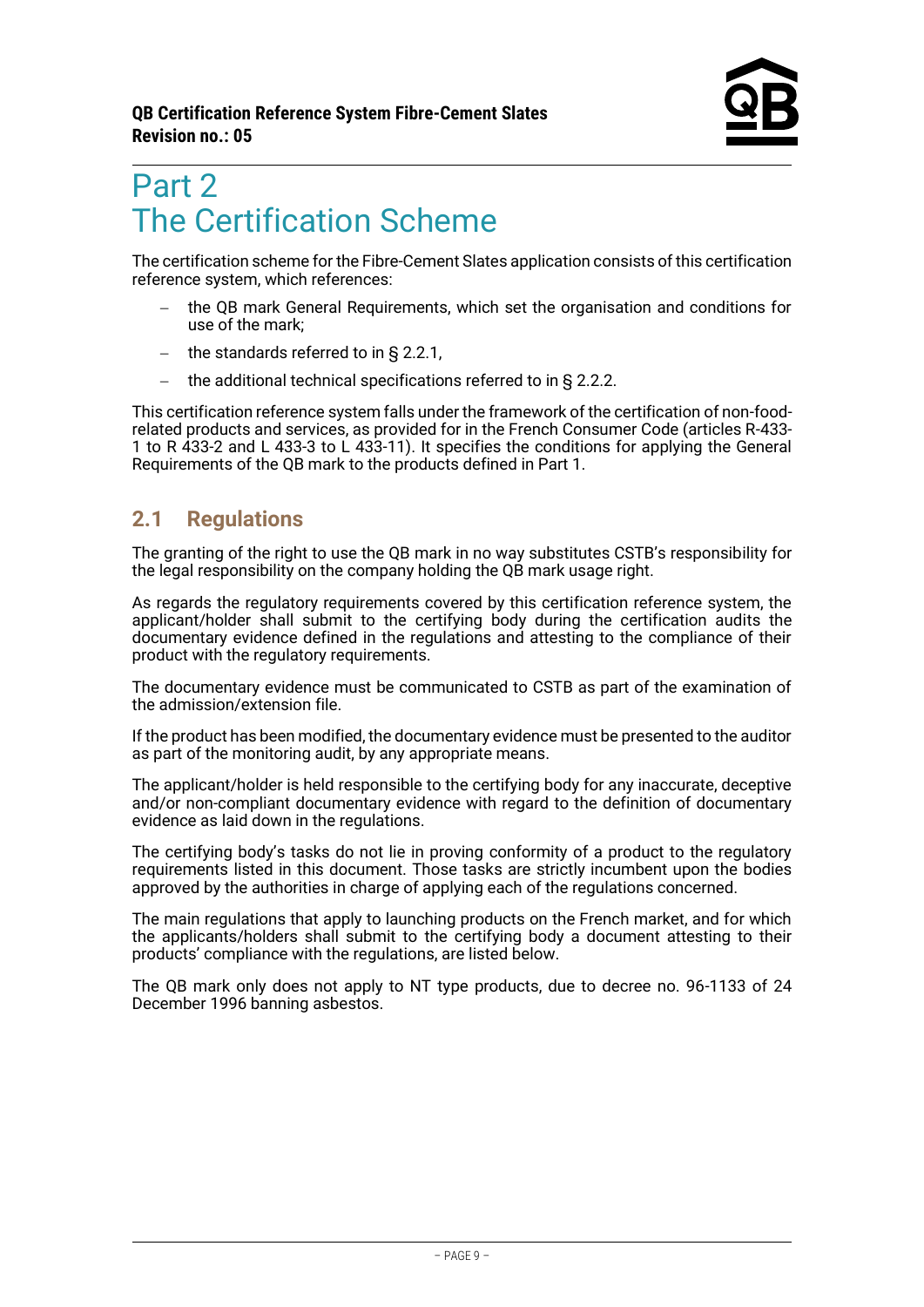# Part 2
# The Certification Scheme

The certification scheme for the Fibre-Cement Slates application consists of this certification reference system, which references:

- the QB mark General Requirements, which set the organisation and conditions for use of the mark;
- the standards referred to in § 2.2.1,
- the additional technical specifications referred to in § 2.2.2.

This certification reference system falls under the framework of the certification of non-food-related products and services, as provided for in the French Consumer Code (articles R-433-1 to R 433-2 and L 433-3 to L 433-11). It specifies the conditions for applying the General Requirements of the QB mark to the products defined in Part 1.

## 2.1 Regulations

The granting of the right to use the QB mark in no way substitutes CSTB's responsibility for the legal responsibility on the company holding the QB mark usage right.

As regards the regulatory requirements covered by this certification reference system, the applicant/holder shall submit to the certifying body during the certification audits the documentary evidence defined in the regulations and attesting to the compliance of their product with the regulatory requirements.

The documentary evidence must be communicated to CSTB as part of the examination of the admission/extension file.

If the product has been modified, the documentary evidence must be presented to the auditor as part of the monitoring audit, by any appropriate means.

The applicant/holder is held responsible to the certifying body for any inaccurate, deceptive and/or non-compliant documentary evidence with regard to the definition of documentary evidence as laid down in the regulations.

The certifying body's tasks do not lie in proving conformity of a product to the regulatory requirements listed in this document. Those tasks are strictly incumbent upon the bodies approved by the authorities in charge of applying each of the regulations concerned.

The main regulations that apply to launching products on the French market, and for which the applicants/holders shall submit to the certifying body a document attesting to their products' compliance with the regulations, are listed below.

The QB mark only does not apply to NT type products, due to decree no. 96-1133 of 24 December 1996 banning asbestos.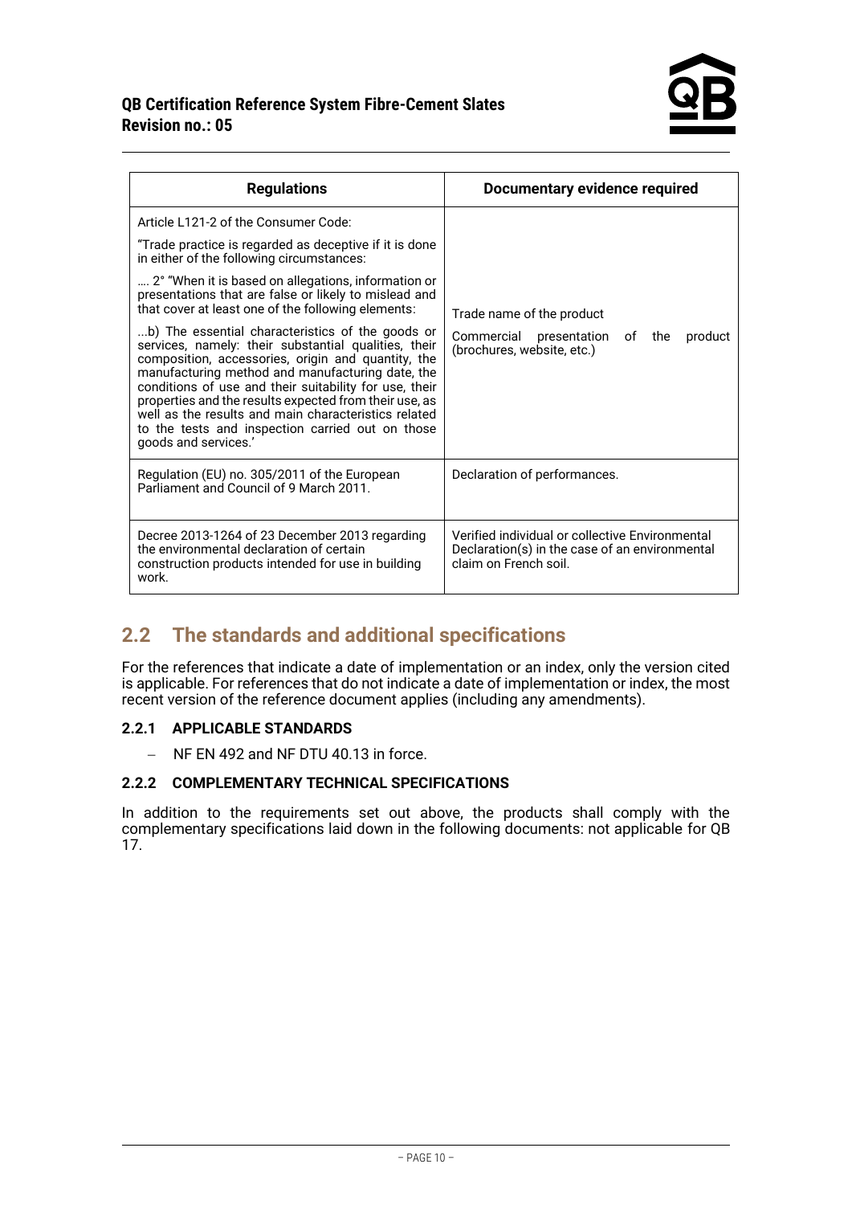| Regulations | Documentary evidence required |
|---|---|
| Article L121-2 of the Consumer Code:<br>"Trade practice is regarded as deceptive if it is done in either of the following circumstances:<br>.... 2° "When it is based on allegations, information or presentations that are false or likely to mislead and that cover at least one of the following elements:<br>...b) The essential characteristics of the goods or services, namely: their substantial qualities, their composition, accessories, origin and quantity, the manufacturing method and manufacturing date, the conditions of use and their suitability for use, their properties and the results expected from their use, as well as the results and main characteristics related to the tests and inspection carried out on those goods and services.' | Trade name of the product<br>Commercial presentation of the product (brochures, website, etc.) |
| Regulation (EU) no. 305/2011 of the European Parliament and Council of 9 March 2011. | Declaration of performances. |
| Decree 2013-1264 of 23 December 2013 regarding the environmental declaration of certain construction products intended for use in building work. | Verified individual or collective Environmental Declaration(s) in the case of an environmental claim on French soil. |

## 2.2 The standards and additional specifications

For the references that indicate a date of implementation or an index, only the version cited is applicable. For references that do not indicate a date of implementation or index, the most recent version of the reference document applies (including any amendments).

### 2.2.1 APPLICABLE STANDARDS

- NF EN 492 and NF DTU 40.13 in force.

### 2.2.2 COMPLEMENTARY TECHNICAL SPECIFICATIONS

In addition to the requirements set out above, the products shall comply with the complementary specifications laid down in the following documents: not applicable for QB 17.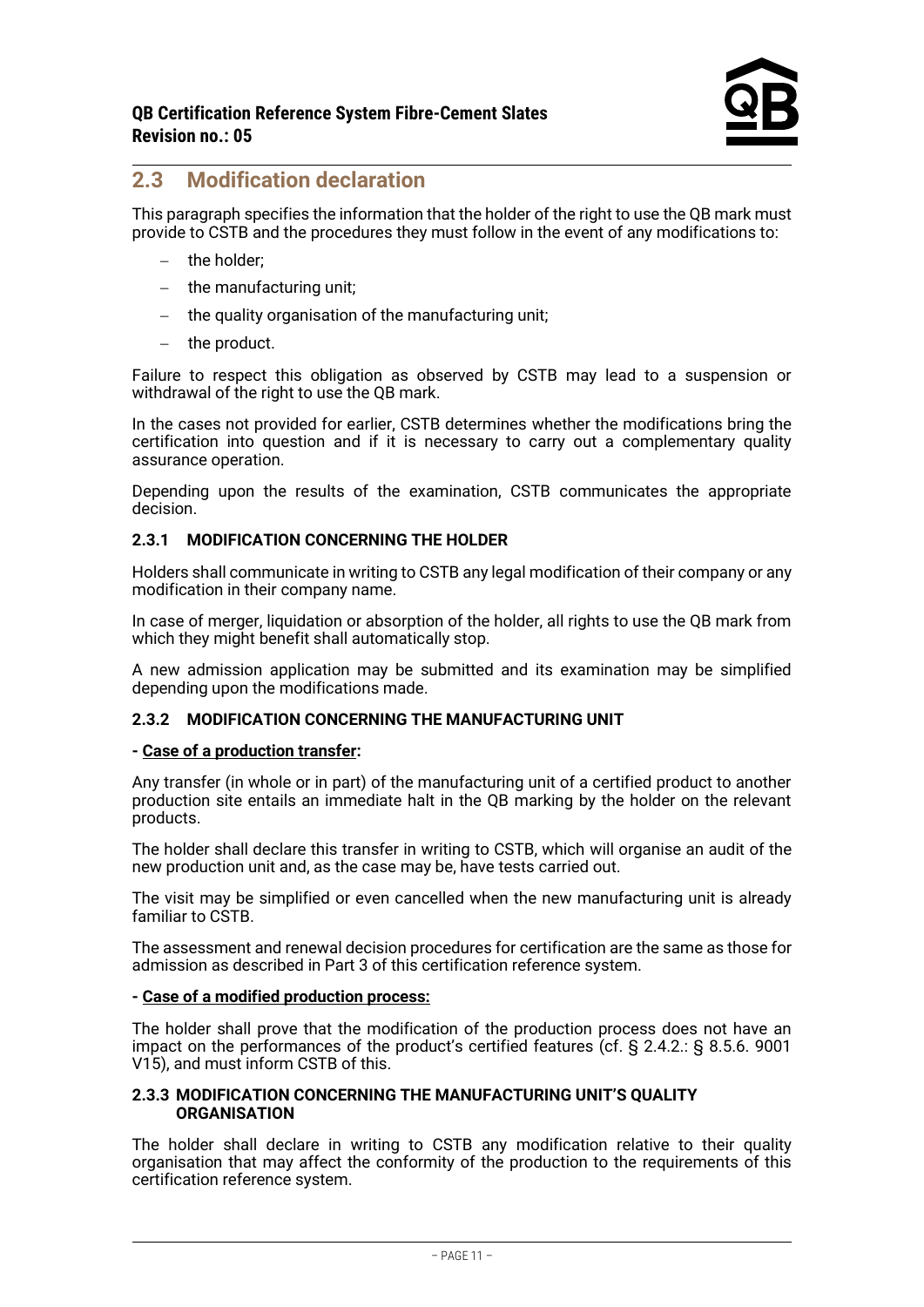## 2.3 Modification declaration

This paragraph specifies the information that the holder of the right to use the QB mark must provide to CSTB and the procedures they must follow in the event of any modifications to:

- the holder;
- the manufacturing unit;
- the quality organisation of the manufacturing unit;
- the product.

Failure to respect this obligation as observed by CSTB may lead to a suspension or withdrawal of the right to use the QB mark.

In the cases not provided for earlier, CSTB determines whether the modifications bring the certification into question and if it is necessary to carry out a complementary quality assurance operation.

Depending upon the results of the examination, CSTB communicates the appropriate decision.

### 2.3.1 MODIFICATION CONCERNING THE HOLDER

Holders shall communicate in writing to CSTB any legal modification of their company or any modification in their company name.

In case of merger, liquidation or absorption of the holder, all rights to use the QB mark from which they might benefit shall automatically stop.

A new admission application may be submitted and its examination may be simplified depending upon the modifications made.

### 2.3.2 MODIFICATION CONCERNING THE MANUFACTURING UNIT

**- Case of a production transfer:**

Any transfer (in whole or in part) of the manufacturing unit of a certified product to another production site entails an immediate halt in the QB marking by the holder on the relevant products.

The holder shall declare this transfer in writing to CSTB, which will organise an audit of the new production unit and, as the case may be, have tests carried out.

The visit may be simplified or even cancelled when the new manufacturing unit is already familiar to CSTB.

The assessment and renewal decision procedures for certification are the same as those for admission as described in Part 3 of this certification reference system.

**- Case of a modified production process:**

The holder shall prove that the modification of the production process does not have an impact on the performances of the product's certified features (cf. § 2.4.2.: § 8.5.6. 9001 V15), and must inform CSTB of this.

### 2.3.3 MODIFICATION CONCERNING THE MANUFACTURING UNIT'S QUALITY ORGANISATION

The holder shall declare in writing to CSTB any modification relative to their quality organisation that may affect the conformity of the production to the requirements of this certification reference system.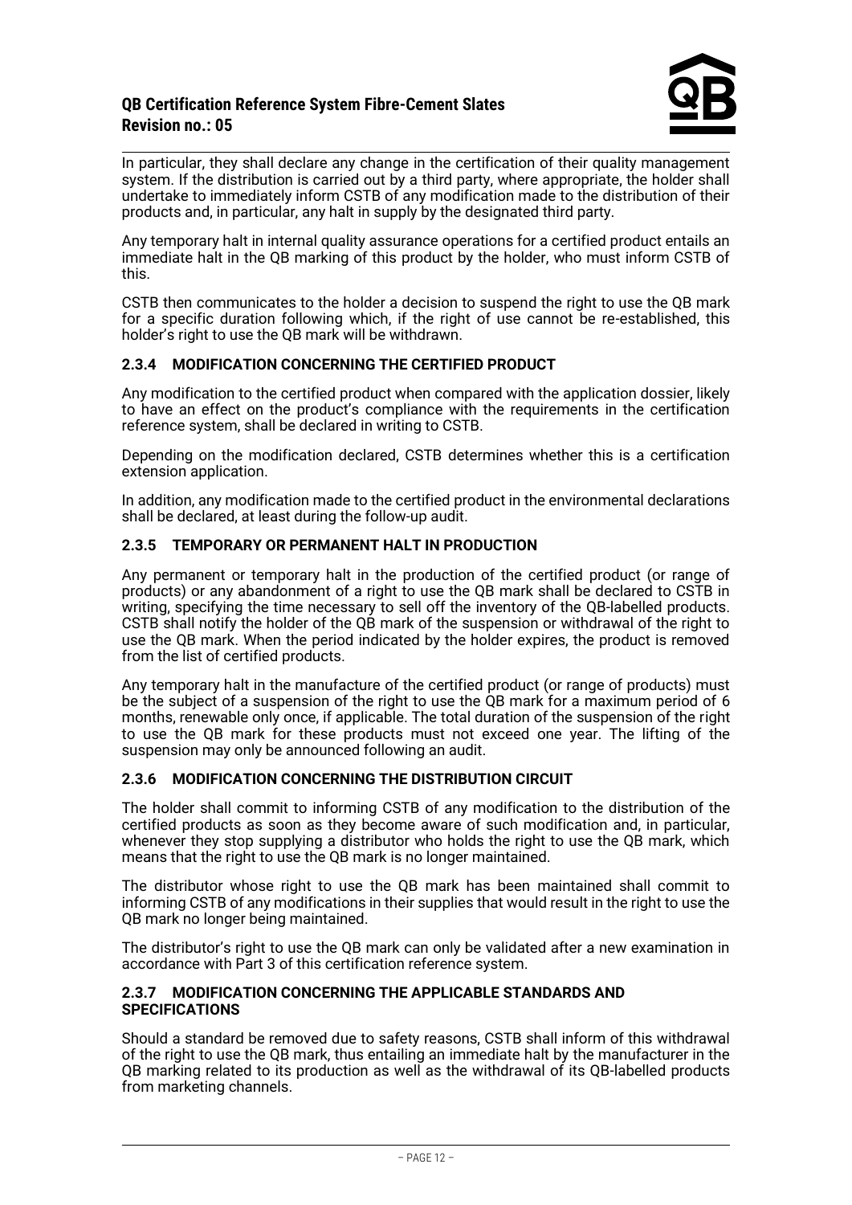In particular, they shall declare any change in the certification of their quality management system. If the distribution is carried out by a third party, where appropriate, the holder shall undertake to immediately inform CSTB of any modification made to the distribution of their products and, in particular, any halt in supply by the designated third party.

Any temporary halt in internal quality assurance operations for a certified product entails an immediate halt in the QB marking of this product by the holder, who must inform CSTB of this.

CSTB then communicates to the holder a decision to suspend the right to use the QB mark for a specific duration following which, if the right of use cannot be re-established, this holder's right to use the QB mark will be withdrawn.

### 2.3.4 MODIFICATION CONCERNING THE CERTIFIED PRODUCT

Any modification to the certified product when compared with the application dossier, likely to have an effect on the product's compliance with the requirements in the certification reference system, shall be declared in writing to CSTB.

Depending on the modification declared, CSTB determines whether this is a certification extension application.

In addition, any modification made to the certified product in the environmental declarations shall be declared, at least during the follow-up audit.

### 2.3.5 TEMPORARY OR PERMANENT HALT IN PRODUCTION

Any permanent or temporary halt in the production of the certified product (or range of products) or any abandonment of a right to use the QB mark shall be declared to CSTB in writing, specifying the time necessary to sell off the inventory of the QB-labelled products. CSTB shall notify the holder of the QB mark of the suspension or withdrawal of the right to use the QB mark. When the period indicated by the holder expires, the product is removed from the list of certified products.

Any temporary halt in the manufacture of the certified product (or range of products) must be the subject of a suspension of the right to use the QB mark for a maximum period of 6 months, renewable only once, if applicable. The total duration of the suspension of the right to use the QB mark for these products must not exceed one year. The lifting of the suspension may only be announced following an audit.

### 2.3.6 MODIFICATION CONCERNING THE DISTRIBUTION CIRCUIT

The holder shall commit to informing CSTB of any modification to the distribution of the certified products as soon as they become aware of such modification and, in particular, whenever they stop supplying a distributor who holds the right to use the QB mark, which means that the right to use the QB mark is no longer maintained.

The distributor whose right to use the QB mark has been maintained shall commit to informing CSTB of any modifications in their supplies that would result in the right to use the QB mark no longer being maintained.

The distributor's right to use the QB mark can only be validated after a new examination in accordance with Part 3 of this certification reference system.

### 2.3.7 MODIFICATION CONCERNING THE APPLICABLE STANDARDS AND SPECIFICATIONS

Should a standard be removed due to safety reasons, CSTB shall inform of this withdrawal of the right to use the QB mark, thus entailing an immediate halt by the manufacturer in the QB marking related to its production as well as the withdrawal of its QB-labelled products from marketing channels.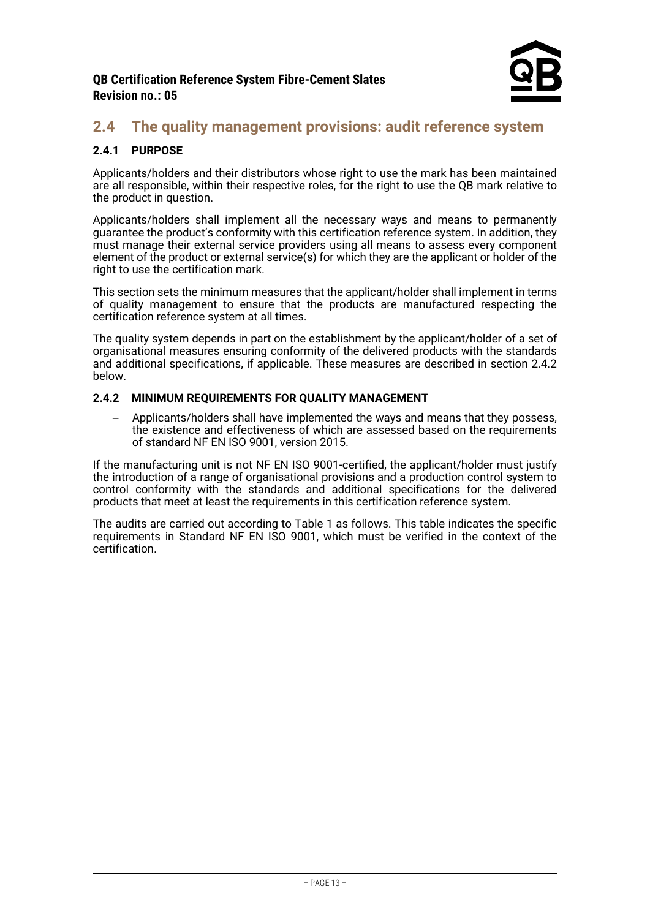## 2.4 The quality management provisions: audit reference system

### 2.4.1 PURPOSE

Applicants/holders and their distributors whose right to use the mark has been maintained are all responsible, within their respective roles, for the right to use the QB mark relative to the product in question.

Applicants/holders shall implement all the necessary ways and means to permanently guarantee the product's conformity with this certification reference system. In addition, they must manage their external service providers using all means to assess every component element of the product or external service(s) for which they are the applicant or holder of the right to use the certification mark.

This section sets the minimum measures that the applicant/holder shall implement in terms of quality management to ensure that the products are manufactured respecting the certification reference system at all times.

The quality system depends in part on the establishment by the applicant/holder of a set of organisational measures ensuring conformity of the delivered products with the standards and additional specifications, if applicable. These measures are described in section 2.4.2 below.

### 2.4.2 MINIMUM REQUIREMENTS FOR QUALITY MANAGEMENT

- Applicants/holders shall have implemented the ways and means that they possess, the existence and effectiveness of which are assessed based on the requirements of standard NF EN ISO 9001, version 2015.

If the manufacturing unit is not NF EN ISO 9001-certified, the applicant/holder must justify the introduction of a range of organisational provisions and a production control system to control conformity with the standards and additional specifications for the delivered products that meet at least the requirements in this certification reference system.

The audits are carried out according to Table 1 as follows. This table indicates the specific requirements in Standard NF EN ISO 9001, which must be verified in the context of the certification.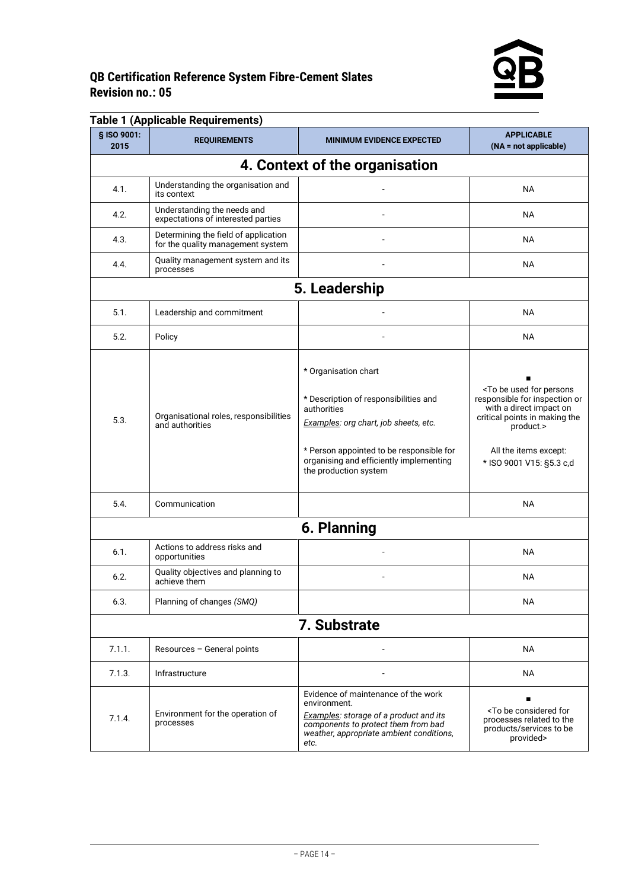## Table 1 (Applicable Requirements)

| § ISO 9001: 2015 | REQUIREMENTS | MINIMUM EVIDENCE EXPECTED | APPLICABLE (NA = not applicable) |
|---|---|---|---|
| **4. Context of the organisation** | | | |
| 4.1. | Understanding the organisation and its context | - | NA |
| 4.2. | Understanding the needs and expectations of interested parties | - | NA |
| 4.3. | Determining the field of application for the quality management system | - | NA |
| 4.4. | Quality management system and its processes | - | NA |
| **5. Leadership** | | | |
| 5.1. | Leadership and commitment | - | NA |
| 5.2. | Policy | - | NA |
| 5.3. | Organisational roles, responsibilities and authorities | * Organisation chart<br><br>* Description of responsibilities and authorities<br>*Examples: org chart, job sheets, etc.*<br><br>* Person appointed to be responsible for organising and efficiently implementing the production system | ■<br><To be used for persons responsible for inspection or with a direct impact on critical points in making the product.><br><br>All the items except:<br>* ISO 9001 V15: §5.3 c,d |
| 5.4. | Communication | | NA |
| **6. Planning** | | | |
| 6.1. | Actions to address risks and opportunities | - | NA |
| 6.2. | Quality objectives and planning to achieve them | - | NA |
| 6.3. | Planning of changes *(SMQ)* | | NA |
| **7. Substrate** | | | |
| 7.1.1. | Resources – General points | - | NA |
| 7.1.3. | Infrastructure | - | NA |
| 7.1.4. | Environment for the operation of processes | Evidence of maintenance of the work environment.<br>*Examples: storage of a product and its components to protect them from bad weather, appropriate ambient conditions, etc.* | ■<br><To be considered for processes related to the products/services to be provided> |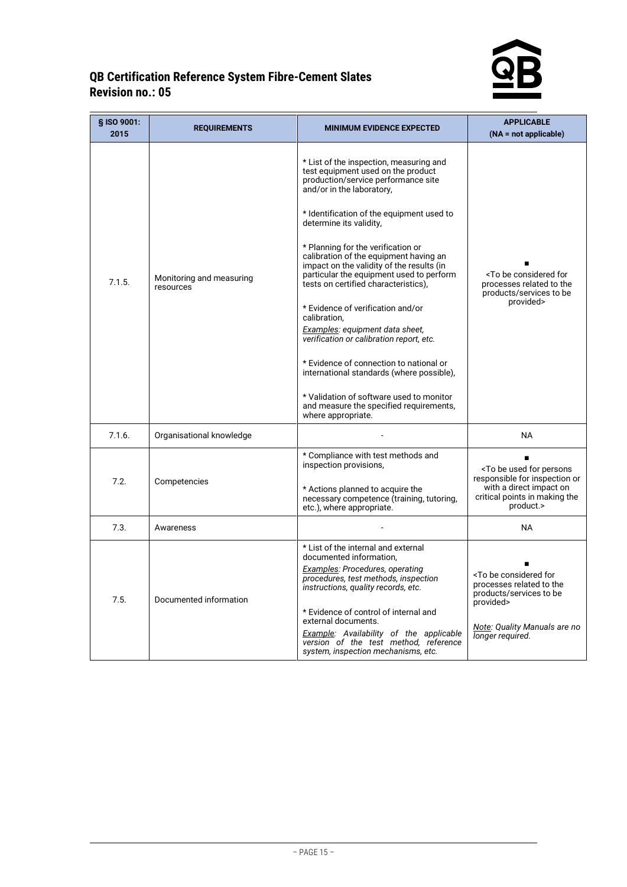| § ISO 9001: 2015 | REQUIREMENTS | MINIMUM EVIDENCE EXPECTED | APPLICABLE (NA = not applicable) |
|---|---|---|---|
| 7.1.5. | Monitoring and measuring resources | * List of the inspection, measuring and test equipment used on the product production/service performance site and/or in the laboratory,<br><br>* Identification of the equipment used to determine its validity,<br><br>* Planning for the verification or calibration of the equipment having an impact on the validity of the results (in particular the equipment used to perform tests on certified characteristics),<br><br>* Evidence of verification and/or calibration,<br>*Examples: equipment data sheet, verification or calibration report, etc.*<br><br>* Evidence of connection to national or international standards (where possible),<br><br>* Validation of software used to monitor and measure the specified requirements, where appropriate. | ■<br><To be considered for processes related to the products/services to be provided> |
| 7.1.6. | Organisational knowledge | - | NA |
| 7.2. | Competencies | * Compliance with test methods and inspection provisions,<br><br>* Actions planned to acquire the necessary competence (training, tutoring, etc.), where appropriate. | ■<br><To be used for persons responsible for inspection or with a direct impact on critical points in making the product.> |
| 7.3. | Awareness | - | NA |
| 7.5. | Documented information | * List of the internal and external documented information,<br>*Examples: Procedures, operating procedures, test methods, inspection instructions, quality records, etc.*<br><br>* Evidence of control of internal and external documents.<br>*Example: Availability of the applicable version of the test method, reference system, inspection mechanisms, etc.* | ■<br><To be considered for processes related to the products/services to be provided><br><br>*Note: Quality Manuals are no longer required.* |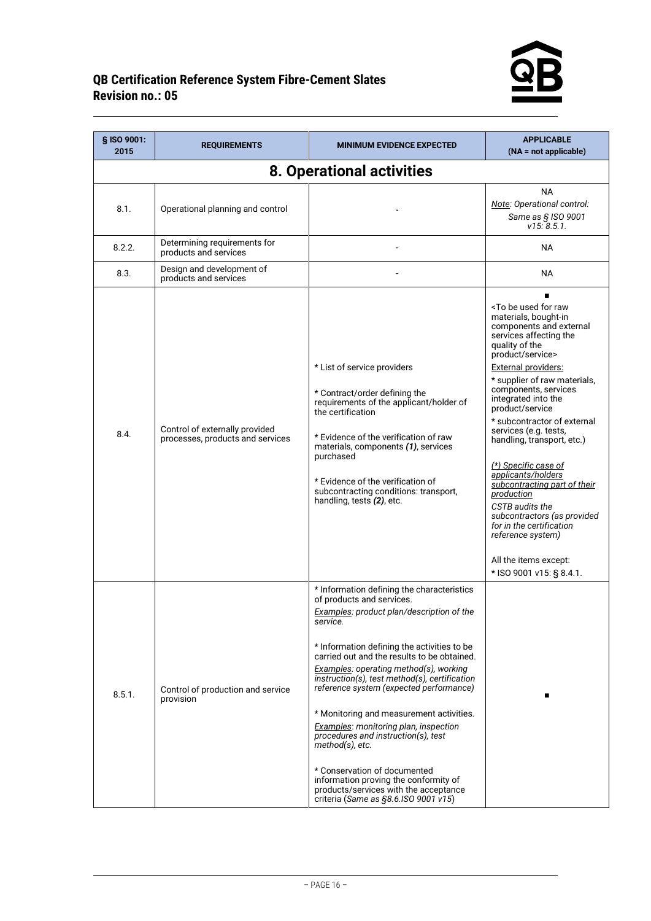| § ISO 9001: 2015 | REQUIREMENTS | MINIMUM EVIDENCE EXPECTED | APPLICABLE (NA = not applicable) |
|---|---|---|---|
| **8. Operational activities** | | | |
| 8.1. | Operational planning and control | - | NA<br>*Note: Operational control: Same as § ISO 9001 v15: 8.5.1.* |
| 8.2.2. | Determining requirements for products and services | - | NA |
| 8.3. | Design and development of products and services | - | NA |
| 8.4. | Control of externally provided processes, products and services | * List of service providers<br><br>* Contract/order defining the requirements of the applicant/holder of the certification<br><br>* Evidence of the verification of raw materials, components ***(1)***, services purchased<br><br>* Evidence of the verification of subcontracting conditions: transport, handling, tests ***(2)***, etc. | ■<br><To be used for raw materials, bought-in components and external services affecting the quality of the product/service><br>External providers:<br>* supplier of raw materials, components, services integrated into the product/service<br>* subcontractor of external services (e.g. tests, handling, transport, etc.)<br><br>*(\*) Specific case of applicants/holders subcontracting part of their production*<br>*CSTB audits the subcontractors (as provided for in the certification reference system)*<br><br>All the items except:<br>* ISO 9001 v15: § 8.4.1. |
| 8.5.1. | Control of production and service provision | * Information defining the characteristics of products and services.<br>*Examples: product plan/description of the service.*<br><br>* Information defining the activities to be carried out and the results to be obtained.<br>*Examples: operating method(s), working instruction(s), test method(s), certification reference system (expected performance)*<br><br>* Monitoring and measurement activities.<br>*Examples: monitoring plan, inspection procedures and instruction(s), test method(s), etc.*<br><br>* Conservation of documented information proving the conformity of products/services with the acceptance criteria (*Same as §8.6.ISO 9001 v15*) | ■ |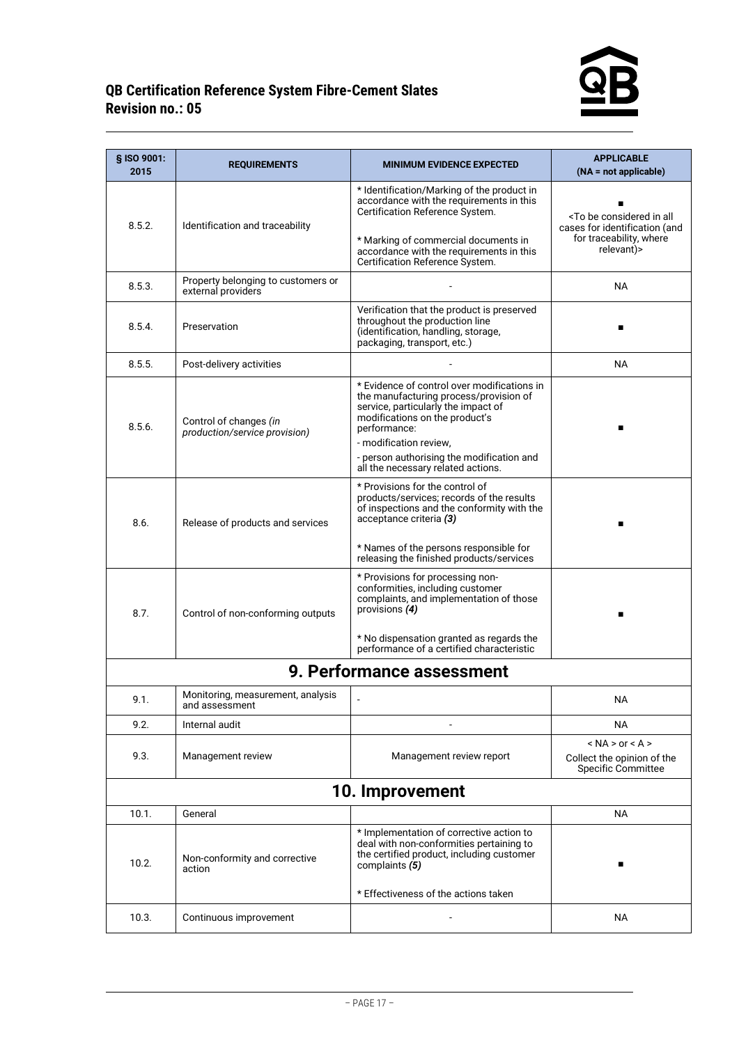| § ISO 9001: 2015 | REQUIREMENTS | MINIMUM EVIDENCE EXPECTED | APPLICABLE (NA = not applicable) |
|---|---|---|---|
| 8.5.2. | Identification and traceability | * Identification/Marking of the product in accordance with the requirements in this Certification Reference System.<br><br>* Marking of commercial documents in accordance with the requirements in this Certification Reference System. | ■<br><To be considered in all cases for identification (and for traceability, where relevant)> |
| 8.5.3. | Property belonging to customers or external providers | - | NA |
| 8.5.4. | Preservation | Verification that the product is preserved throughout the production line (identification, handling, storage, packaging, transport, etc.) | ■ |
| 8.5.5. | Post-delivery activities | - | NA |
| 8.5.6. | Control of changes *(in production/service provision)* | * Evidence of control over modifications in the manufacturing process/provision of service, particularly the impact of modifications on the product's performance:<br>- modification review,<br>- person authorising the modification and all the necessary related actions. | ■ |
| 8.6. | Release of products and services | * Provisions for the control of products/services; records of the results of inspections and the conformity with the acceptance criteria ***(3)***<br><br>* Names of the persons responsible for releasing the finished products/services | ■ |
| 8.7. | Control of non-conforming outputs | * Provisions for processing non-conformities, including customer complaints, and implementation of those provisions ***(4)***<br><br>* No dispensation granted as regards the performance of a certified characteristic | ■ |
| **9. Performance assessment** | | | |
| 9.1. | Monitoring, measurement, analysis and assessment | - | NA |
| 9.2. | Internal audit | - | NA |
| 9.3. | Management review | Management review report | < NA > or < A ><br>Collect the opinion of the Specific Committee |
| **10. Improvement** | | | |
| 10.1. | General | | NA |
| 10.2. | Non-conformity and corrective action | * Implementation of corrective action to deal with non-conformities pertaining to the certified product, including customer complaints ***(5)***<br><br>* Effectiveness of the actions taken | ■ |
| 10.3. | Continuous improvement | - | NA |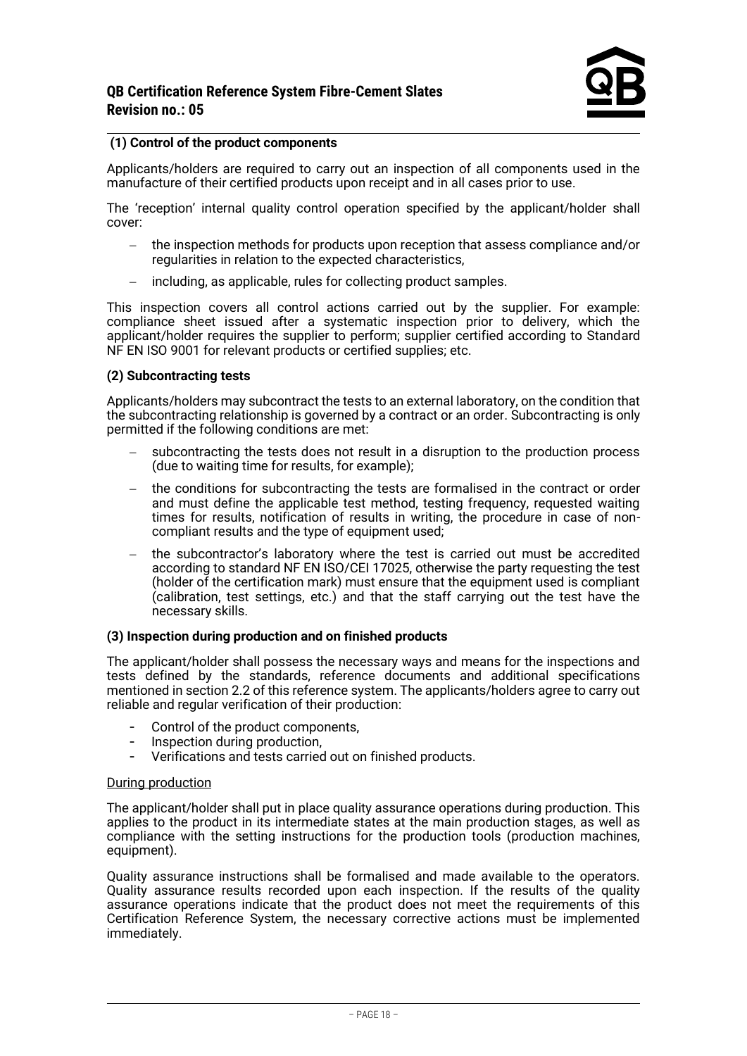**(1) Control of the product components**

Applicants/holders are required to carry out an inspection of all components used in the manufacture of their certified products upon receipt and in all cases prior to use.

The 'reception' internal quality control operation specified by the applicant/holder shall cover:

- the inspection methods for products upon reception that assess compliance and/or regularities in relation to the expected characteristics,
- including, as applicable, rules for collecting product samples.

This inspection covers all control actions carried out by the supplier. For example: compliance sheet issued after a systematic inspection prior to delivery, which the applicant/holder requires the supplier to perform; supplier certified according to Standard NF EN ISO 9001 for relevant products or certified supplies; etc.

**(2) Subcontracting tests**

Applicants/holders may subcontract the tests to an external laboratory, on the condition that the subcontracting relationship is governed by a contract or an order. Subcontracting is only permitted if the following conditions are met:

- subcontracting the tests does not result in a disruption to the production process (due to waiting time for results, for example);
- the conditions for subcontracting the tests are formalised in the contract or order and must define the applicable test method, testing frequency, requested waiting times for results, notification of results in writing, the procedure in case of non-compliant results and the type of equipment used;
- the subcontractor's laboratory where the test is carried out must be accredited according to standard NF EN ISO/CEI 17025, otherwise the party requesting the test (holder of the certification mark) must ensure that the equipment used is compliant (calibration, test settings, etc.) and that the staff carrying out the test have the necessary skills.

**(3) Inspection during production and on finished products**

The applicant/holder shall possess the necessary ways and means for the inspections and tests defined by the standards, reference documents and additional specifications mentioned in section 2.2 of this reference system. The applicants/holders agree to carry out reliable and regular verification of their production:

- Control of the product components,
- Inspection during production,
- Verifications and tests carried out on finished products.

<u>During production</u>

The applicant/holder shall put in place quality assurance operations during production. This applies to the product in its intermediate states at the main production stages, as well as compliance with the setting instructions for the production tools (production machines, equipment).

Quality assurance instructions shall be formalised and made available to the operators. Quality assurance results recorded upon each inspection. If the results of the quality assurance operations indicate that the product does not meet the requirements of this Certification Reference System, the necessary corrective actions must be implemented immediately.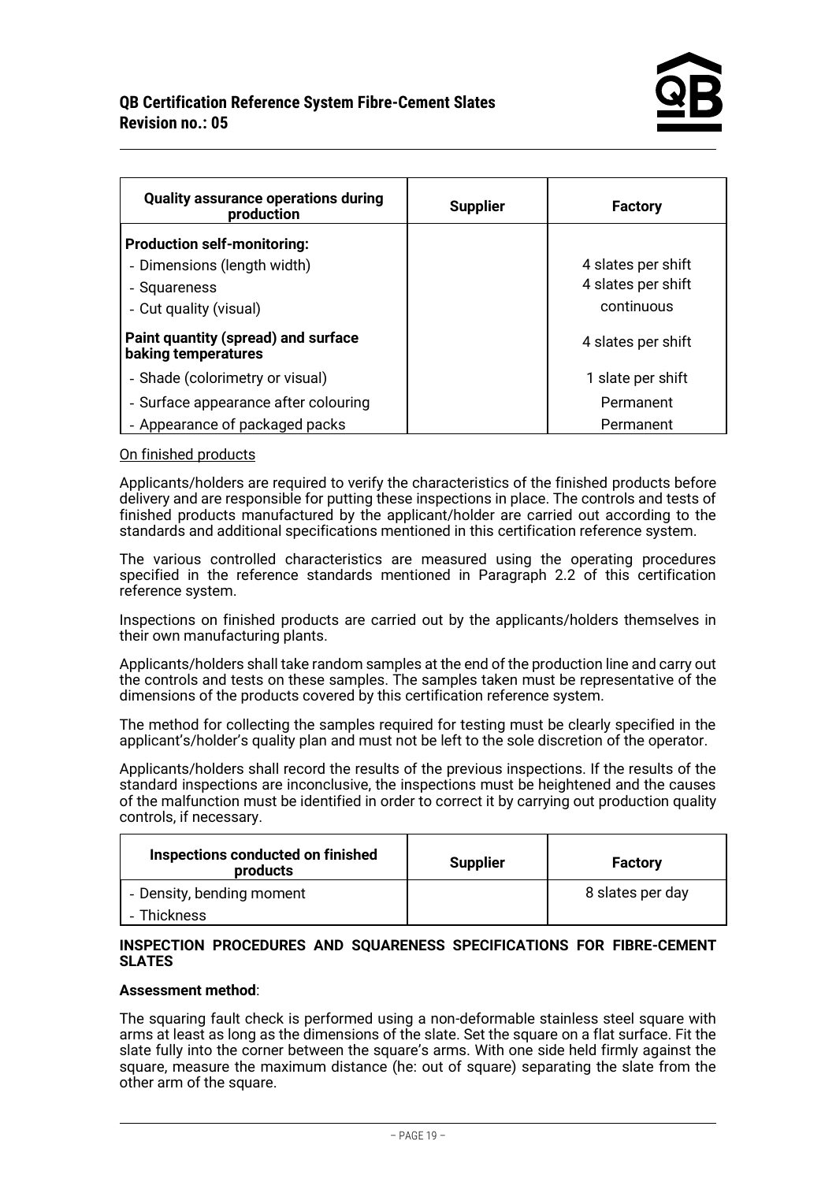| Quality assurance operations during production | Supplier | Factory |
|---|---|---|
| **Production self-monitoring:** | | |
| - Dimensions (length width) | | 4 slates per shift |
| - Squareness | | 4 slates per shift |
| - Cut quality (visual) | | continuous |
| **Paint quantity (spread) and surface baking temperatures** | | 4 slates per shift |
| - Shade (colorimetry or visual) | | 1 slate per shift |
| - Surface appearance after colouring | | Permanent |
| - Appearance of packaged packs | | Permanent |

On finished products

Applicants/holders are required to verify the characteristics of the finished products before delivery and are responsible for putting these inspections in place. The controls and tests of finished products manufactured by the applicant/holder are carried out according to the standards and additional specifications mentioned in this certification reference system.

The various controlled characteristics are measured using the operating procedures specified in the reference standards mentioned in Paragraph 2.2 of this certification reference system.

Inspections on finished products are carried out by the applicants/holders themselves in their own manufacturing plants.

Applicants/holders shall take random samples at the end of the production line and carry out the controls and tests on these samples. The samples taken must be representative of the dimensions of the products covered by this certification reference system.

The method for collecting the samples required for testing must be clearly specified in the applicant's/holder's quality plan and must not be left to the sole discretion of the operator.

Applicants/holders shall record the results of the previous inspections. If the results of the standard inspections are inconclusive, the inspections must be heightened and the causes of the malfunction must be identified in order to correct it by carrying out production quality controls, if necessary.

| Inspections conducted on finished products | Supplier | Factory |
|---|---|---|
| - Density, bending moment | | 8 slates per day |
| - Thickness | | |

**INSPECTION PROCEDURES AND SQUARENESS SPECIFICATIONS FOR FIBRE-CEMENT SLATES**

**Assessment method**:

The squaring fault check is performed using a non-deformable stainless steel square with arms at least as long as the dimensions of the slate. Set the square on a flat surface. Fit the slate fully into the corner between the square's arms. With one side held firmly against the square, measure the maximum distance (he: out of square) separating the slate from the other arm of the square.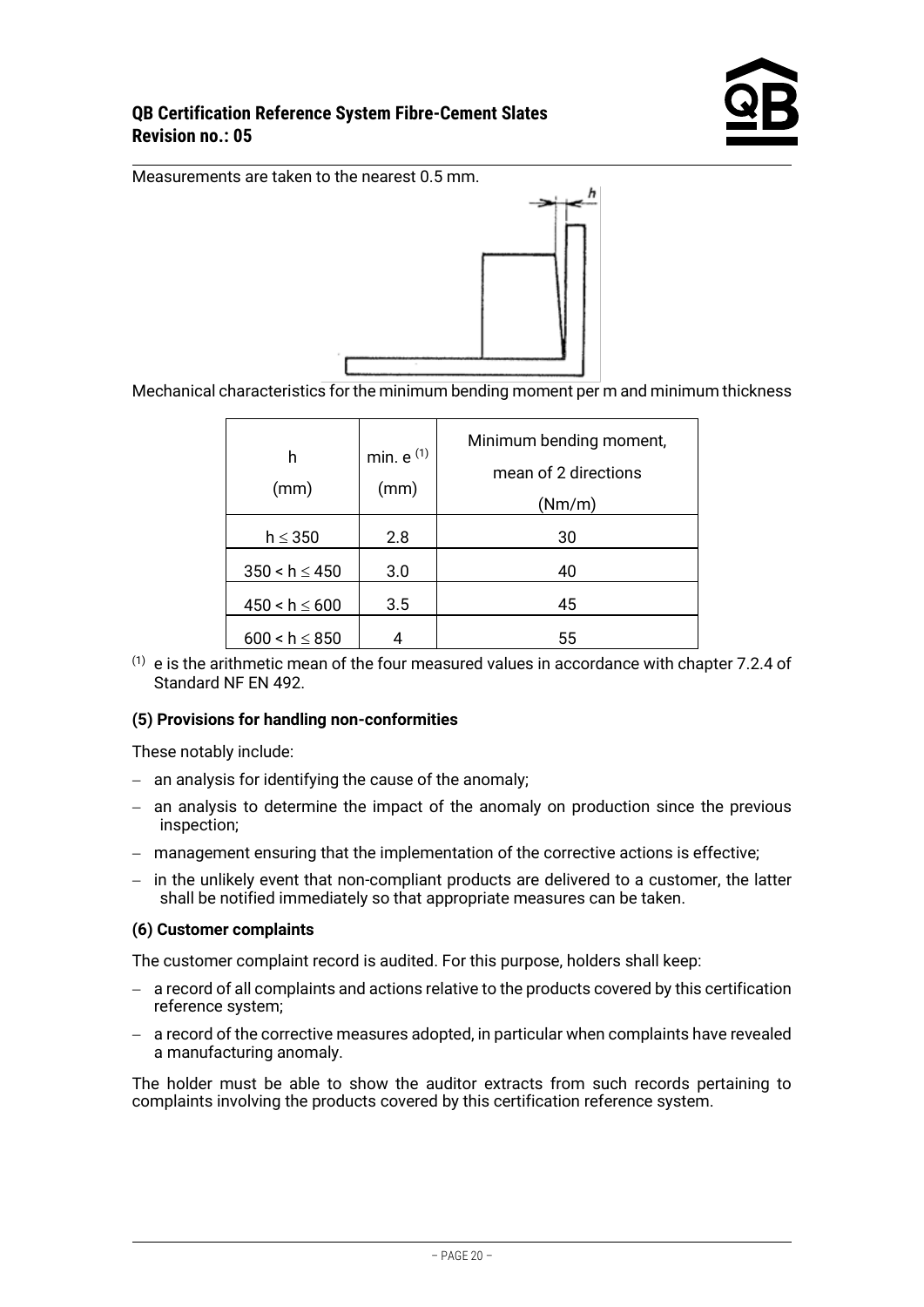Measurements are taken to the nearest 0.5 mm.

Mechanical characteristics for the minimum bending moment per m and minimum thickness

| h (mm) | min. e [(1)] (mm) | Minimum bending moment, mean of 2 directions (Nm/m) |
|---|---|---|
| h ≤ 350 | 2.8 | 30 |
| 350 < h ≤ 450 | 3.0 | 40 |
| 450 < h ≤ 600 | 3.5 | 45 |
| 600 < h ≤ 850 | 4 | 55 |

[(1)] e is the arithmetic mean of the four measured values in accordance with chapter 7.2.4 of Standard NF EN 492.

**(5) Provisions for handling non-conformities**

These notably include:

- an analysis for identifying the cause of the anomaly;
- an analysis to determine the impact of the anomaly on production since the previous inspection;
- management ensuring that the implementation of the corrective actions is effective;
- in the unlikely event that non-compliant products are delivered to a customer, the latter shall be notified immediately so that appropriate measures can be taken.

**(6) Customer complaints**

The customer complaint record is audited. For this purpose, holders shall keep:

- a record of all complaints and actions relative to the products covered by this certification reference system;
- a record of the corrective measures adopted, in particular when complaints have revealed a manufacturing anomaly.

The holder must be able to show the auditor extracts from such records pertaining to complaints involving the products covered by this certification reference system.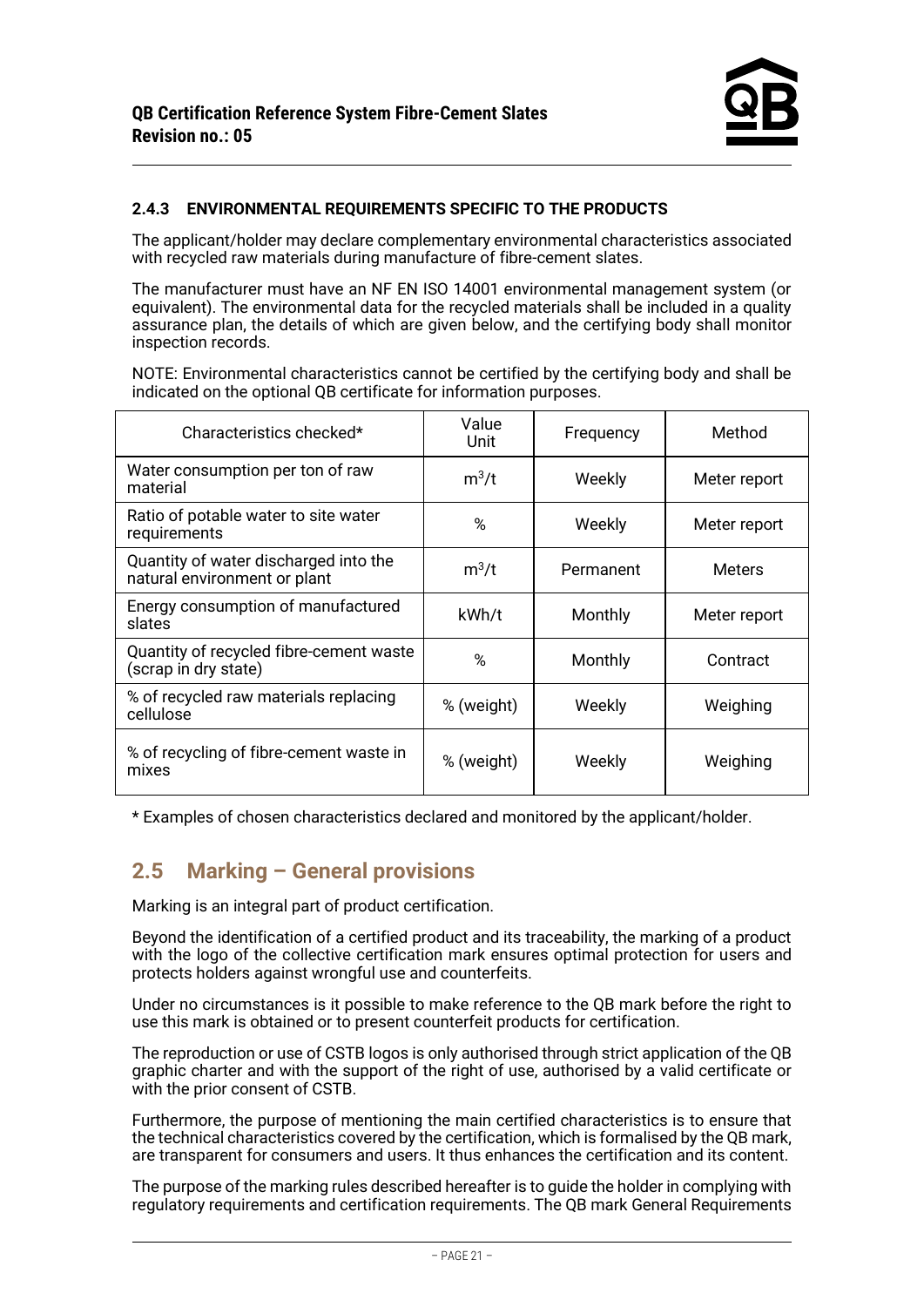#### 2.4.3 ENVIRONMENTAL REQUIREMENTS SPECIFIC TO THE PRODUCTS

The applicant/holder may declare complementary environmental characteristics associated with recycled raw materials during manufacture of fibre-cement slates.

The manufacturer must have an NF EN ISO 14001 environmental management system (or equivalent). The environmental data for the recycled materials shall be included in a quality assurance plan, the details of which are given below, and the certifying body shall monitor inspection records.

NOTE: Environmental characteristics cannot be certified by the certifying body and shall be indicated on the optional QB certificate for information purposes.

| Characteristics checked* | Value Unit | Frequency | Method |
|---|---|---|---|
| Water consumption per ton of raw material | $m^3/t$ | Weekly | Meter report |
| Ratio of potable water to site water requirements | % | Weekly | Meter report |
| Quantity of water discharged into the natural environment or plant | $m^3/t$ | Permanent | Meters |
| Energy consumption of manufactured slates | kWh/t | Monthly | Meter report |
| Quantity of recycled fibre-cement waste (scrap in dry state) | % | Monthly | Contract |
| % of recycled raw materials replacing cellulose | % (weight) | Weekly | Weighing |
| % of recycling of fibre-cement waste in mixes | % (weight) | Weekly | Weighing |

* Examples of chosen characteristics declared and monitored by the applicant/holder.

## 2.5 Marking – General provisions

Marking is an integral part of product certification.

Beyond the identification of a certified product and its traceability, the marking of a product with the logo of the collective certification mark ensures optimal protection for users and protects holders against wrongful use and counterfeits.

Under no circumstances is it possible to make reference to the QB mark before the right to use this mark is obtained or to present counterfeit products for certification.

The reproduction or use of CSTB logos is only authorised through strict application of the QB graphic charter and with the support of the right of use, authorised by a valid certificate or with the prior consent of CSTB.

Furthermore, the purpose of mentioning the main certified characteristics is to ensure that the technical characteristics covered by the certification, which is formalised by the QB mark, are transparent for consumers and users. It thus enhances the certification and its content.

The purpose of the marking rules described hereafter is to guide the holder in complying with regulatory requirements and certification requirements. The QB mark General Requirements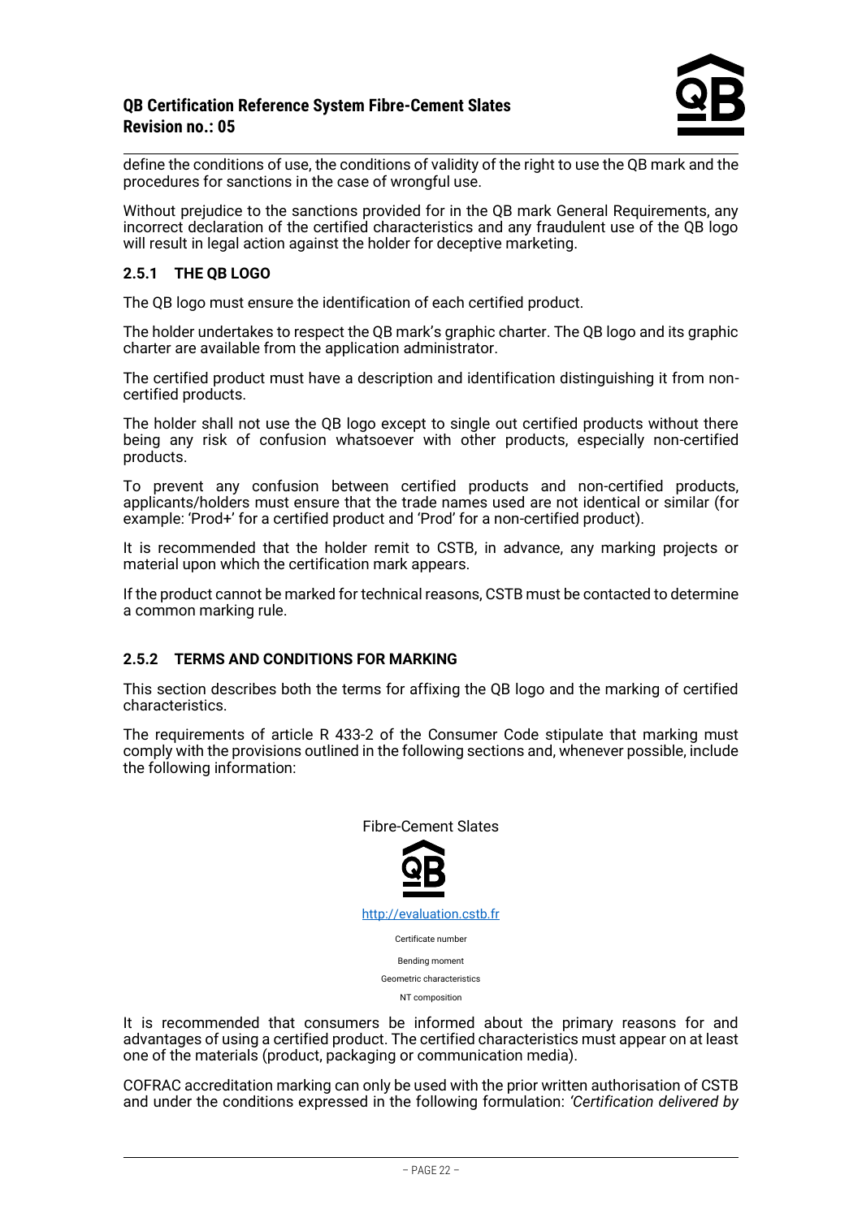define the conditions of use, the conditions of validity of the right to use the QB mark and the procedures for sanctions in the case of wrongful use.

Without prejudice to the sanctions provided for in the QB mark General Requirements, any incorrect declaration of the certified characteristics and any fraudulent use of the QB logo will result in legal action against the holder for deceptive marketing.

### 2.5.1 THE QB LOGO

The QB logo must ensure the identification of each certified product.

The holder undertakes to respect the QB mark's graphic charter. The QB logo and its graphic charter are available from the application administrator.

The certified product must have a description and identification distinguishing it from non-certified products.

The holder shall not use the QB logo except to single out certified products without there being any risk of confusion whatsoever with other products, especially non-certified products.

To prevent any confusion between certified products and non-certified products, applicants/holders must ensure that the trade names used are not identical or similar (for example: 'Prod+' for a certified product and 'Prod' for a non-certified product).

It is recommended that the holder remit to CSTB, in advance, any marking projects or material upon which the certification mark appears.

If the product cannot be marked for technical reasons, CSTB must be contacted to determine a common marking rule.

### 2.5.2 TERMS AND CONDITIONS FOR MARKING

This section describes both the terms for affixing the QB logo and the marking of certified characteristics.

The requirements of article R 433-2 of the Consumer Code stipulate that marking must comply with the provisions outlined in the following sections and, whenever possible, include the following information:

Fibre-Cement Slates

QB

http://evaluation.cstb.fr

Certificate number

Bending moment

Geometric characteristics

NT composition

It is recommended that consumers be informed about the primary reasons for and advantages of using a certified product. The certified characteristics must appear on at least one of the materials (product, packaging or communication media).

COFRAC accreditation marking can only be used with the prior written authorisation of CSTB and under the conditions expressed in the following formulation: *'Certification delivered by*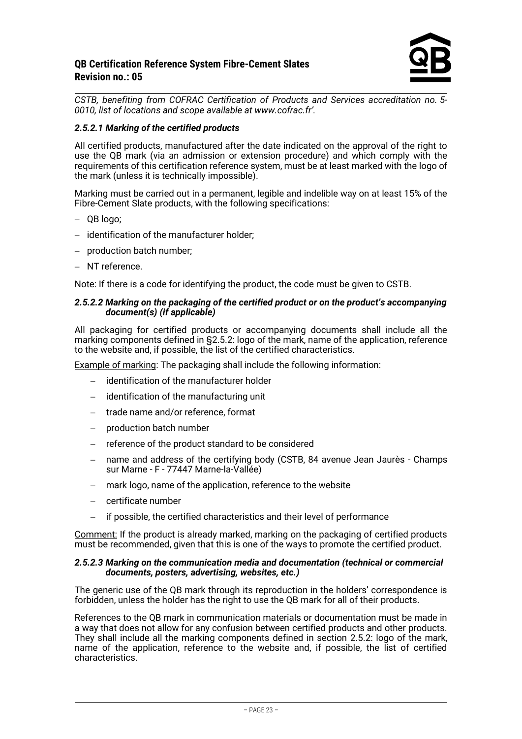*CSTB, benefiting from COFRAC Certification of Products and Services accreditation no. 5-0010, list of locations and scope available at www.cofrac.fr'.*

#### *2.5.2.1 Marking of the certified products*

All certified products, manufactured after the date indicated on the approval of the right to use the QB mark (via an admission or extension procedure) and which comply with the requirements of this certification reference system, must be at least marked with the logo of the mark (unless it is technically impossible).

Marking must be carried out in a permanent, legible and indelible way on at least 15% of the Fibre-Cement Slate products, with the following specifications:

- QB logo;
- identification of the manufacturer holder;
- production batch number;
- NT reference.

Note: If there is a code for identifying the product, the code must be given to CSTB.

#### *2.5.2.2 Marking on the packaging of the certified product or on the product's accompanying document(s) (if applicable)*

All packaging for certified products or accompanying documents shall include all the marking components defined in §2.5.2: logo of the mark, name of the application, reference to the website and, if possible, the list of the certified characteristics.

Example of marking: The packaging shall include the following information:

- identification of the manufacturer holder
- identification of the manufacturing unit
- trade name and/or reference, format
- production batch number
- reference of the product standard to be considered
- name and address of the certifying body (CSTB, 84 avenue Jean Jaurès - Champs sur Marne - F - 77447 Marne-la-Vallée)
- mark logo, name of the application, reference to the website
- certificate number
- if possible, the certified characteristics and their level of performance

Comment: If the product is already marked, marking on the packaging of certified products must be recommended, given that this is one of the ways to promote the certified product.

#### *2.5.2.3 Marking on the communication media and documentation (technical or commercial documents, posters, advertising, websites, etc.)*

The generic use of the QB mark through its reproduction in the holders' correspondence is forbidden, unless the holder has the right to use the QB mark for all of their products.

References to the QB mark in communication materials or documentation must be made in a way that does not allow for any confusion between certified products and other products. They shall include all the marking components defined in section 2.5.2: logo of the mark, name of the application, reference to the website and, if possible, the list of certified characteristics.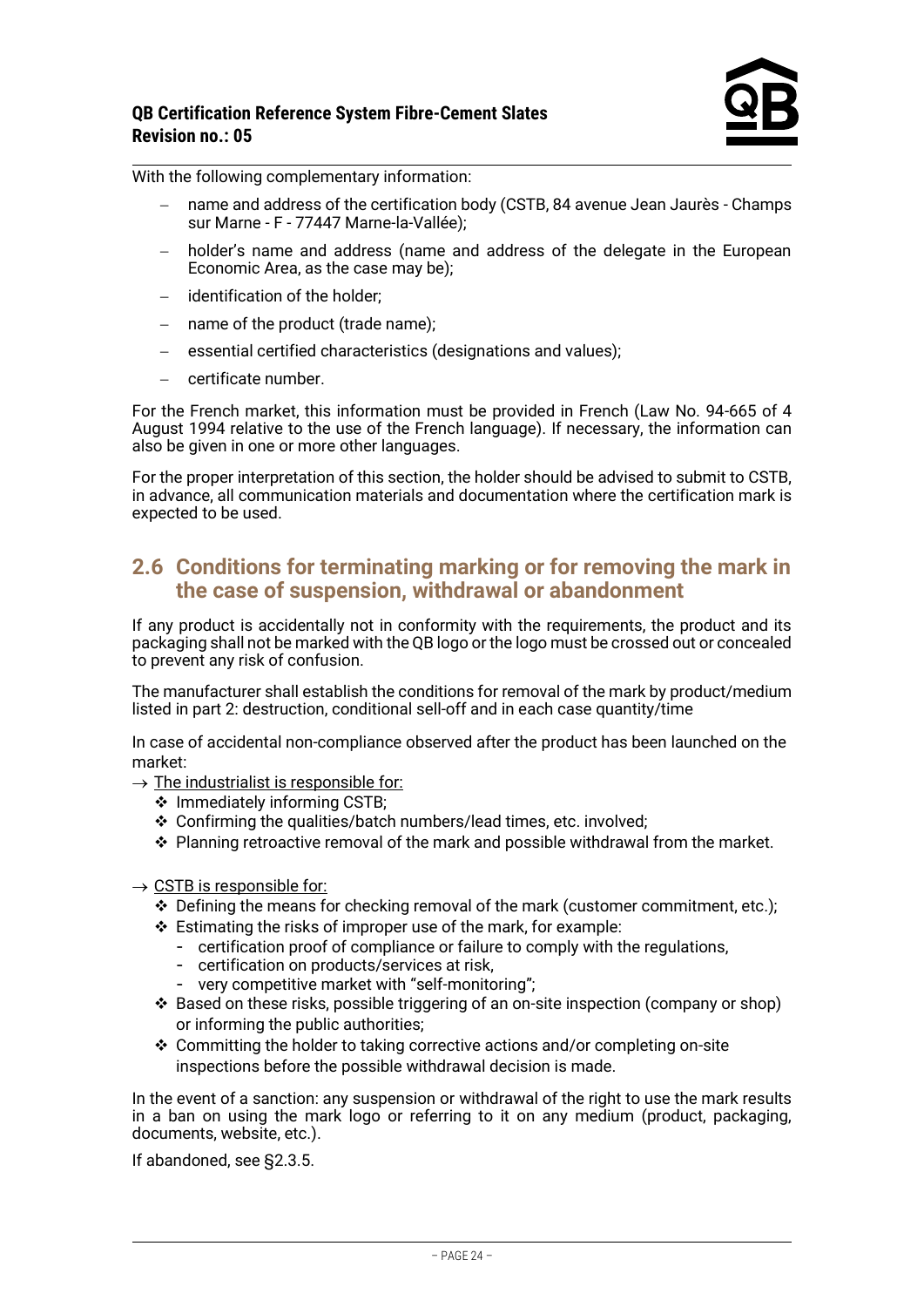With the following complementary information:

- name and address of the certification body (CSTB, 84 avenue Jean Jaurès - Champs sur Marne - F - 77447 Marne-la-Vallée);
- holder's name and address (name and address of the delegate in the European Economic Area, as the case may be);
- identification of the holder;
- name of the product (trade name);
- essential certified characteristics (designations and values);
- certificate number.

For the French market, this information must be provided in French (Law No. 94-665 of 4 August 1994 relative to the use of the French language). If necessary, the information can also be given in one or more other languages.

For the proper interpretation of this section, the holder should be advised to submit to CSTB, in advance, all communication materials and documentation where the certification mark is expected to be used.

## 2.6 Conditions for terminating marking or for removing the mark in the case of suspension, withdrawal or abandonment

If any product is accidentally not in conformity with the requirements, the product and its packaging shall not be marked with the QB logo or the logo must be crossed out or concealed to prevent any risk of confusion.

The manufacturer shall establish the conditions for removal of the mark by product/medium listed in part 2: destruction, conditional sell-off and in each case quantity/time

In case of accidental non-compliance observed after the product has been launched on the market:

→ The industrialist is responsible for:

- ❖ Immediately informing CSTB;
- ❖ Confirming the qualities/batch numbers/lead times, etc. involved;
- ❖ Planning retroactive removal of the mark and possible withdrawal from the market.

→ CSTB is responsible for:

- ❖ Defining the means for checking removal of the mark (customer commitment, etc.);
- ❖ Estimating the risks of improper use of the mark, for example:
  - certification proof of compliance or failure to comply with the regulations,
  - certification on products/services at risk,
  - very competitive market with "self-monitoring";
- ❖ Based on these risks, possible triggering of an on-site inspection (company or shop) or informing the public authorities;
- ❖ Committing the holder to taking corrective actions and/or completing on-site inspections before the possible withdrawal decision is made.

In the event of a sanction: any suspension or withdrawal of the right to use the mark results in a ban on using the mark logo or referring to it on any medium (product, packaging, documents, website, etc.).

If abandoned, see §2.3.5.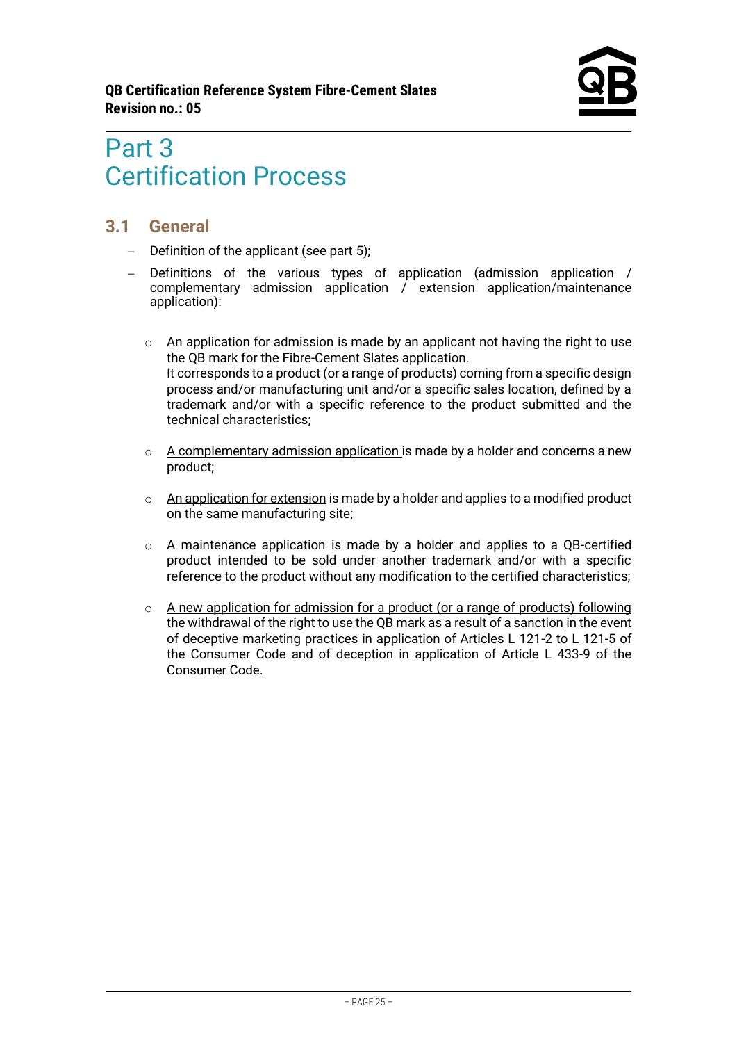# Part 3
# Certification Process

## 3.1 General

- Definition of the applicant (see part 5);
- Definitions of the various types of application (admission application / complementary admission application / extension application/maintenance application):

    - An application for admission is made by an applicant not having the right to use the QB mark for the Fibre-Cement Slates application.  
      It corresponds to a product (or a range of products) coming from a specific design process and/or manufacturing unit and/or a specific sales location, defined by a trademark and/or with a specific reference to the product submitted and the technical characteristics;

    - A complementary admission application is made by a holder and concerns a new product;

    - An application for extension is made by a holder and applies to a modified product on the same manufacturing site;

    - A maintenance application is made by a holder and applies to a QB-certified product intended to be sold under another trademark and/or with a specific reference to the product without any modification to the certified characteristics;

    - A new application for admission for a product (or a range of products) following the withdrawal of the right to use the QB mark as a result of a sanction in the event of deceptive marketing practices in application of Articles L 121-2 to L 121-5 of the Consumer Code and of deception in application of Article L 433-9 of the Consumer Code.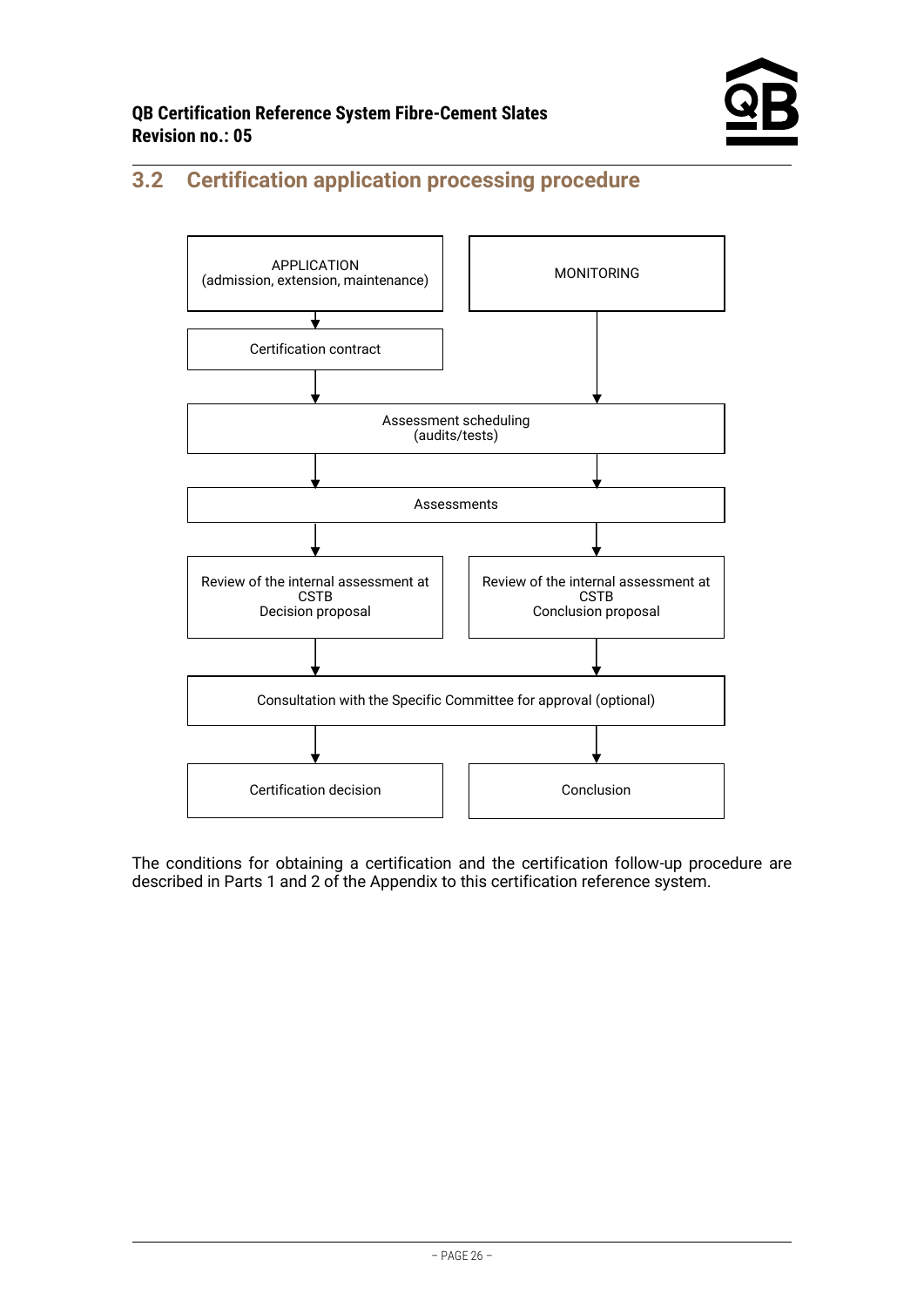## 3.2 Certification application processing procedure

APPLICATION (admission, extension, maintenance) → Certification contract → Assessment scheduling (audits/tests)

MONITORING → Assessment scheduling (audits/tests)

Assessment scheduling (audits/tests) → Assessments

Assessments → Review of the internal assessment at CSTB, Decision proposal → Consultation with the Specific Committee for approval (optional) → Certification decision

Assessments → Review of the internal assessment at CSTB, Conclusion proposal → Consultation with the Specific Committee for approval (optional) → Conclusion

The conditions for obtaining a certification and the certification follow-up procedure are described in Parts 1 and 2 of the Appendix to this certification reference system.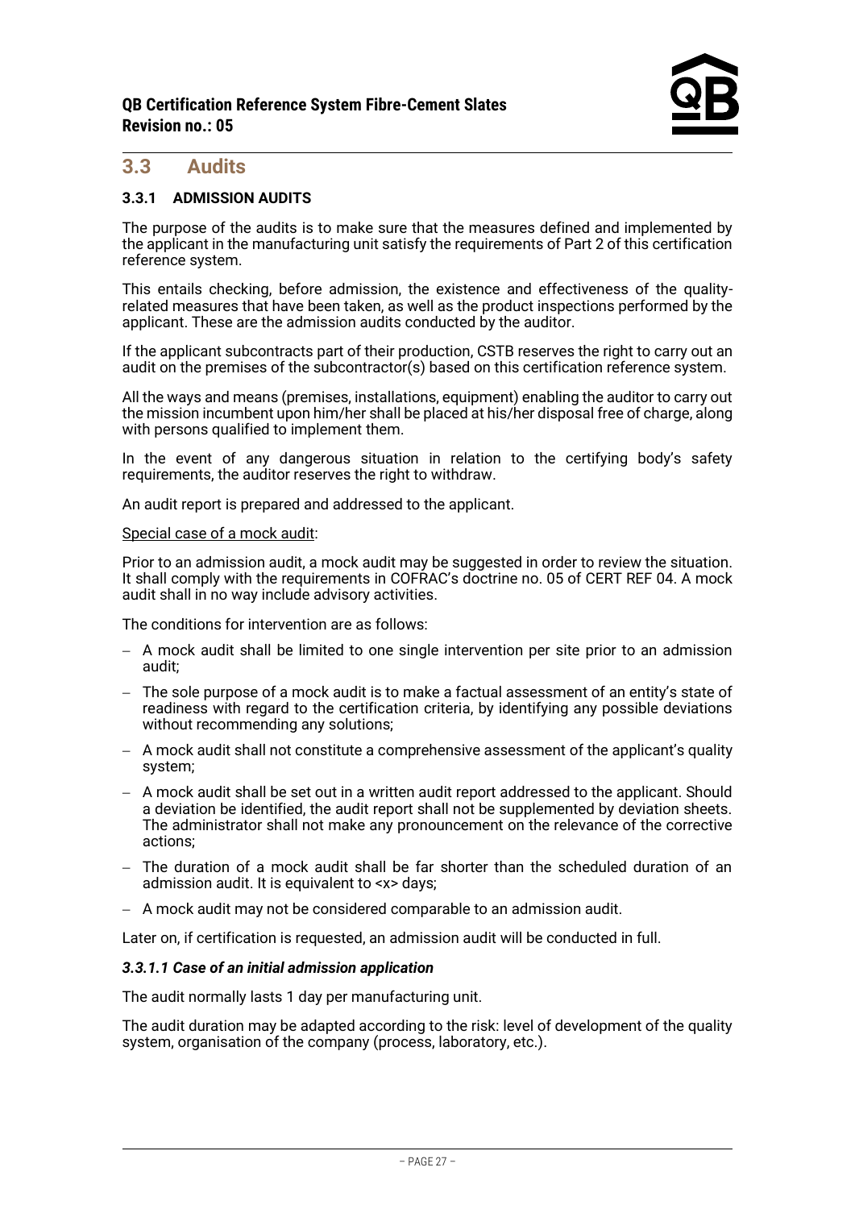## 3.3 Audits

### 3.3.1 ADMISSION AUDITS

The purpose of the audits is to make sure that the measures defined and implemented by the applicant in the manufacturing unit satisfy the requirements of Part 2 of this certification reference system.

This entails checking, before admission, the existence and effectiveness of the quality-related measures that have been taken, as well as the product inspections performed by the applicant. These are the admission audits conducted by the auditor.

If the applicant subcontracts part of their production, CSTB reserves the right to carry out an audit on the premises of the subcontractor(s) based on this certification reference system.

All the ways and means (premises, installations, equipment) enabling the auditor to carry out the mission incumbent upon him/her shall be placed at his/her disposal free of charge, along with persons qualified to implement them.

In the event of any dangerous situation in relation to the certifying body's safety requirements, the auditor reserves the right to withdraw.

An audit report is prepared and addressed to the applicant.

Special case of a mock audit:

Prior to an admission audit, a mock audit may be suggested in order to review the situation. It shall comply with the requirements in COFRAC's doctrine no. 05 of CERT REF 04. A mock audit shall in no way include advisory activities.

The conditions for intervention are as follows:

- A mock audit shall be limited to one single intervention per site prior to an admission audit;
- The sole purpose of a mock audit is to make a factual assessment of an entity's state of readiness with regard to the certification criteria, by identifying any possible deviations without recommending any solutions;
- A mock audit shall not constitute a comprehensive assessment of the applicant's quality system;
- A mock audit shall be set out in a written audit report addressed to the applicant. Should a deviation be identified, the audit report shall not be supplemented by deviation sheets. The administrator shall not make any pronouncement on the relevance of the corrective actions;
- The duration of a mock audit shall be far shorter than the scheduled duration of an admission audit. It is equivalent to <x> days;
- A mock audit may not be considered comparable to an admission audit.

Later on, if certification is requested, an admission audit will be conducted in full.

#### *3.3.1.1 Case of an initial admission application*

The audit normally lasts 1 day per manufacturing unit.

The audit duration may be adapted according to the risk: level of development of the quality system, organisation of the company (process, laboratory, etc.).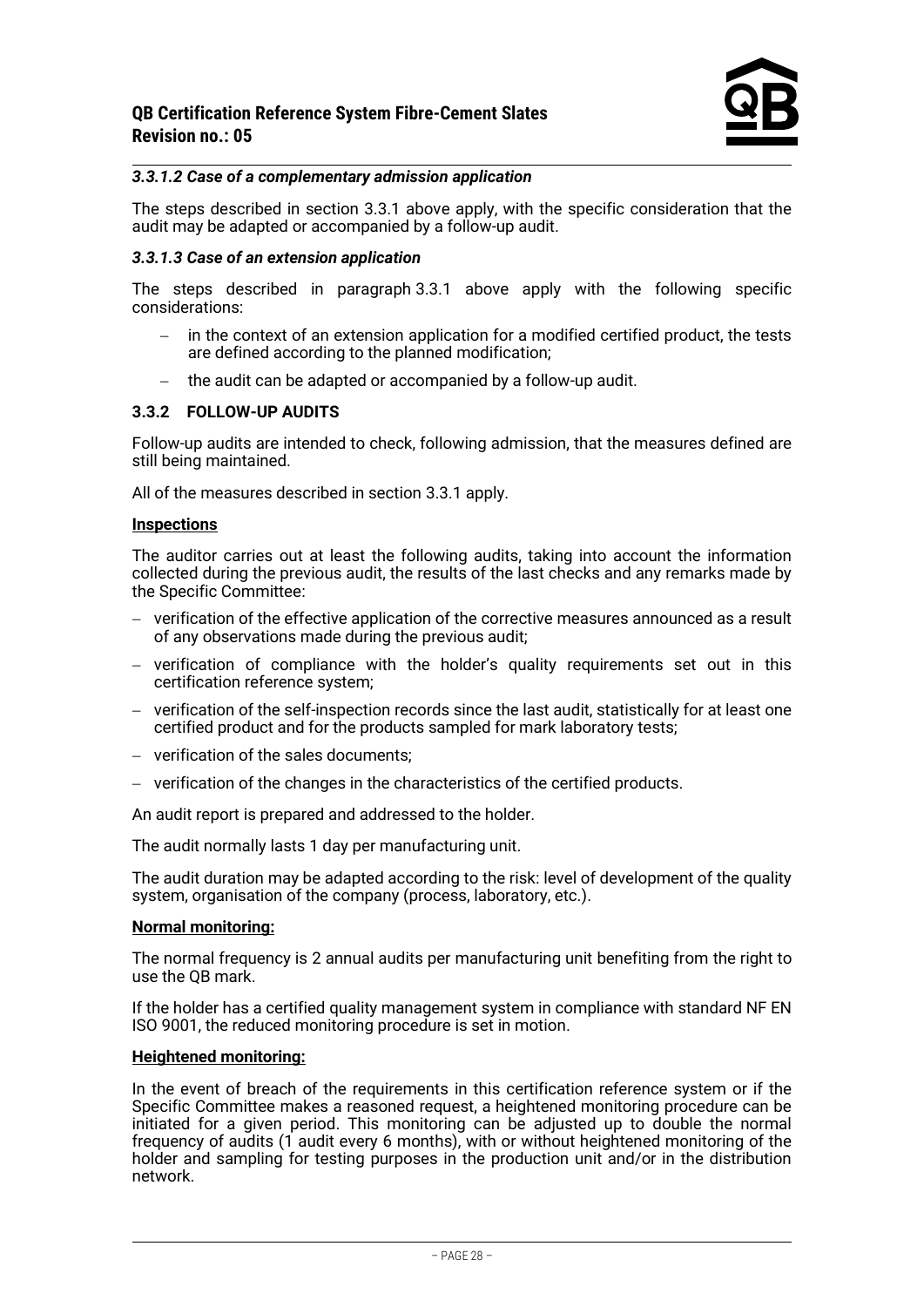#### *3.3.1.2 Case of a complementary admission application*

The steps described in section 3.3.1 above apply, with the specific consideration that the audit may be adapted or accompanied by a follow-up audit.

#### *3.3.1.3 Case of an extension application*

The steps described in paragraph 3.3.1 above apply with the following specific considerations:

- in the context of an extension application for a modified certified product, the tests are defined according to the planned modification;
- the audit can be adapted or accompanied by a follow-up audit.

### 3.3.2 FOLLOW-UP AUDITS

Follow-up audits are intended to check, following admission, that the measures defined are still being maintained.

All of the measures described in section 3.3.1 apply.

**Inspections**

The auditor carries out at least the following audits, taking into account the information collected during the previous audit, the results of the last checks and any remarks made by the Specific Committee:

- verification of the effective application of the corrective measures announced as a result of any observations made during the previous audit;
- verification of compliance with the holder's quality requirements set out in this certification reference system;
- verification of the self-inspection records since the last audit, statistically for at least one certified product and for the products sampled for mark laboratory tests;
- verification of the sales documents;
- verification of the changes in the characteristics of the certified products.

An audit report is prepared and addressed to the holder.

The audit normally lasts 1 day per manufacturing unit.

The audit duration may be adapted according to the risk: level of development of the quality system, organisation of the company (process, laboratory, etc.).

**Normal monitoring:**

The normal frequency is 2 annual audits per manufacturing unit benefiting from the right to use the QB mark.

If the holder has a certified quality management system in compliance with standard NF EN ISO 9001, the reduced monitoring procedure is set in motion.

**Heightened monitoring:**

In the event of breach of the requirements in this certification reference system or if the Specific Committee makes a reasoned request, a heightened monitoring procedure can be initiated for a given period. This monitoring can be adjusted up to double the normal frequency of audits (1 audit every 6 months), with or without heightened monitoring of the holder and sampling for testing purposes in the production unit and/or in the distribution network.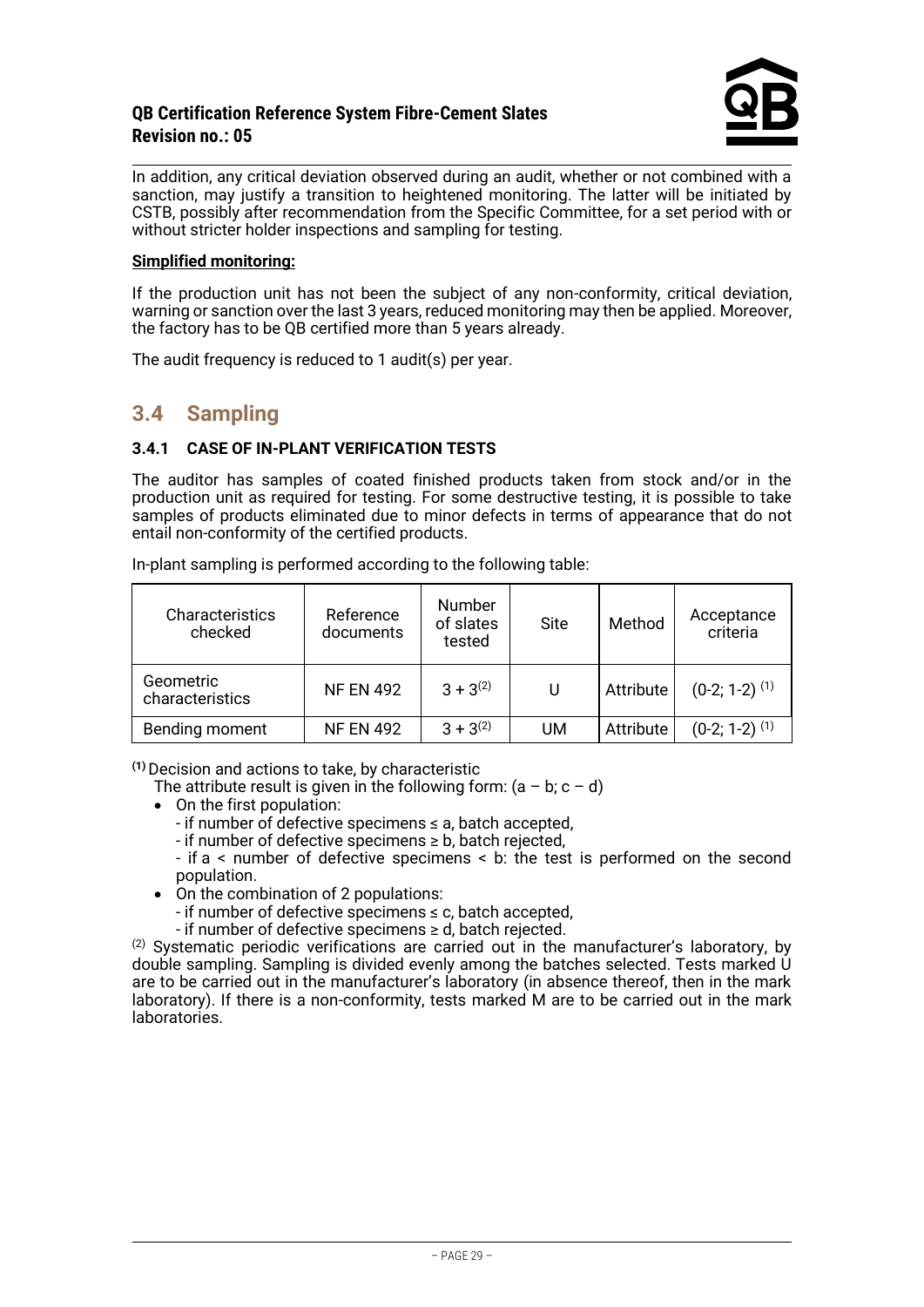In addition, any critical deviation observed during an audit, whether or not combined with a sanction, may justify a transition to heightened monitoring. The latter will be initiated by CSTB, possibly after recommendation from the Specific Committee, for a set period with or without stricter holder inspections and sampling for testing.

**Simplified monitoring:**

If the production unit has not been the subject of any non-conformity, critical deviation, warning or sanction over the last 3 years, reduced monitoring may then be applied. Moreover, the factory has to be QB certified more than 5 years already.

The audit frequency is reduced to 1 audit(s) per year.

## 3.4 Sampling

### 3.4.1 CASE OF IN-PLANT VERIFICATION TESTS

The auditor has samples of coated finished products taken from stock and/or in the production unit as required for testing. For some destructive testing, it is possible to take samples of products eliminated due to minor defects in terms of appearance that do not entail non-conformity of the certified products.

In-plant sampling is performed according to the following table:

| Characteristics checked | Reference documents | Number of slates tested | Site | Method | Acceptance criteria |
|---|---|---|---|---|---|
| Geometric characteristics | NF EN 492 | 3 + 3 (2) | U | Attribute | (0-2; 1-2) (1) |
| Bending moment | NF EN 492 | 3 + 3 (2) | UM | Attribute | (0-2; 1-2) (1) |

(1) Decision and actions to take, by characteristic

The attribute result is given in the following form: (a – b; c – d)

- On the first population:
  - if number of defective specimens ≤ a, batch accepted,
  - if number of defective specimens ≥ b, batch rejected,
  - if a < number of defective specimens < b: the test is performed on the second population.
- On the combination of 2 populations:
  - if number of defective specimens ≤ c, batch accepted,
  - if number of defective specimens ≥ d, batch rejected.

(2) Systematic periodic verifications are carried out in the manufacturer's laboratory, by double sampling. Sampling is divided evenly among the batches selected. Tests marked U are to be carried out in the manufacturer's laboratory (in absence thereof, then in the mark laboratory). If there is a non-conformity, tests marked M are to be carried out in the mark laboratories.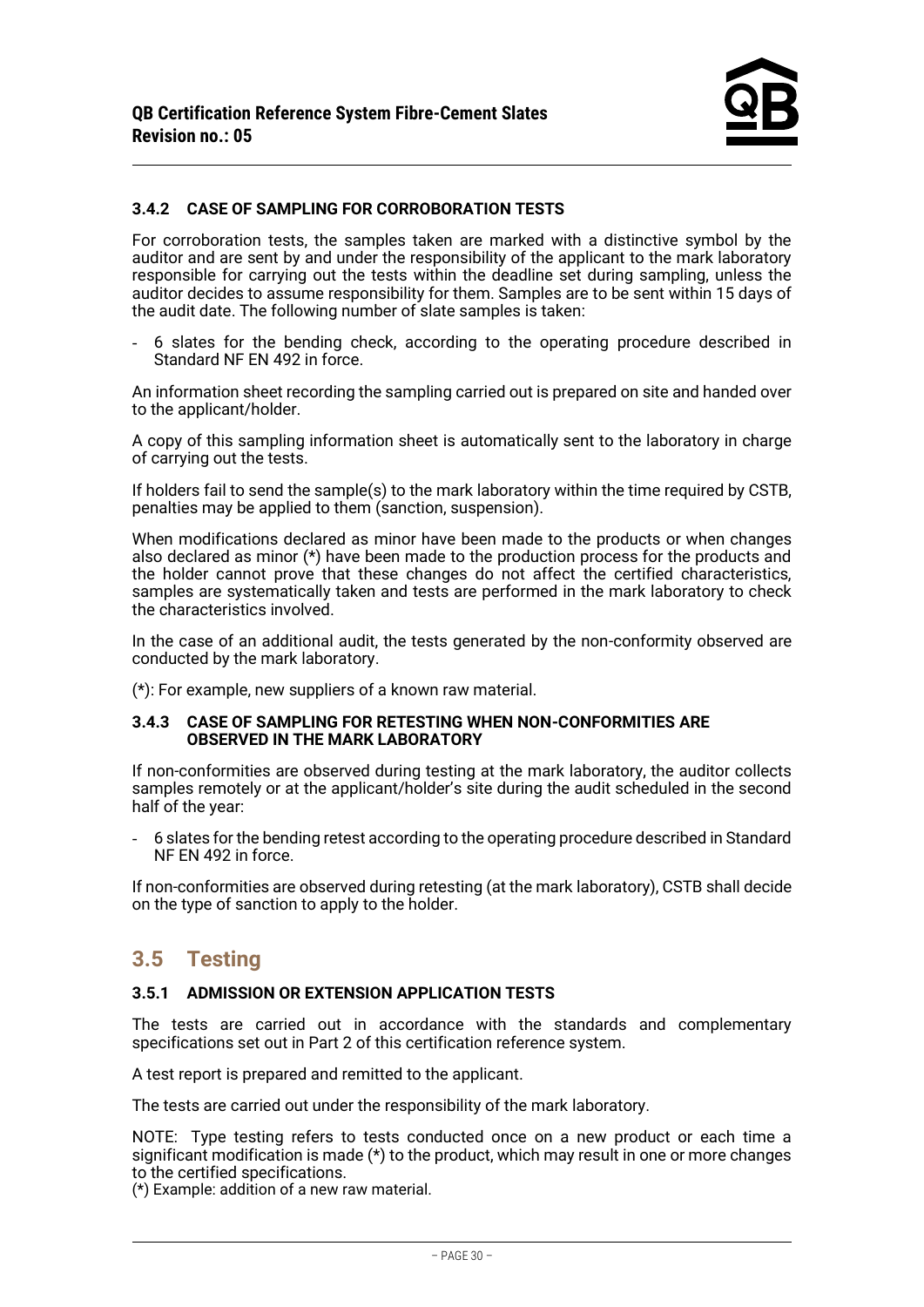#### 3.4.2 CASE OF SAMPLING FOR CORROBORATION TESTS

For corroboration tests, the samples taken are marked with a distinctive symbol by the auditor and are sent by and under the responsibility of the applicant to the mark laboratory responsible for carrying out the tests within the deadline set during sampling, unless the auditor decides to assume responsibility for them. Samples are to be sent within 15 days of the audit date. The following number of slate samples is taken:

- 6 slates for the bending check, according to the operating procedure described in Standard NF EN 492 in force.

An information sheet recording the sampling carried out is prepared on site and handed over to the applicant/holder.

A copy of this sampling information sheet is automatically sent to the laboratory in charge of carrying out the tests.

If holders fail to send the sample(s) to the mark laboratory within the time required by CSTB, penalties may be applied to them (sanction, suspension).

When modifications declared as minor have been made to the products or when changes also declared as minor (*) have been made to the production process for the products and the holder cannot prove that these changes do not affect the certified characteristics, samples are systematically taken and tests are performed in the mark laboratory to check the characteristics involved.

In the case of an additional audit, the tests generated by the non-conformity observed are conducted by the mark laboratory.

(*): For example, new suppliers of a known raw material.

#### 3.4.3 CASE OF SAMPLING FOR RETESTING WHEN NON-CONFORMITIES ARE OBSERVED IN THE MARK LABORATORY

If non-conformities are observed during testing at the mark laboratory, the auditor collects samples remotely or at the applicant/holder's site during the audit scheduled in the second half of the year:

- 6 slates for the bending retest according to the operating procedure described in Standard NF EN 492 in force.

If non-conformities are observed during retesting (at the mark laboratory), CSTB shall decide on the type of sanction to apply to the holder.

## 3.5 Testing

#### 3.5.1 ADMISSION OR EXTENSION APPLICATION TESTS

The tests are carried out in accordance with the standards and complementary specifications set out in Part 2 of this certification reference system.

A test report is prepared and remitted to the applicant.

The tests are carried out under the responsibility of the mark laboratory.

NOTE: Type testing refers to tests conducted once on a new product or each time a significant modification is made (*) to the product, which may result in one or more changes to the certified specifications.
(*) Example: addition of a new raw material.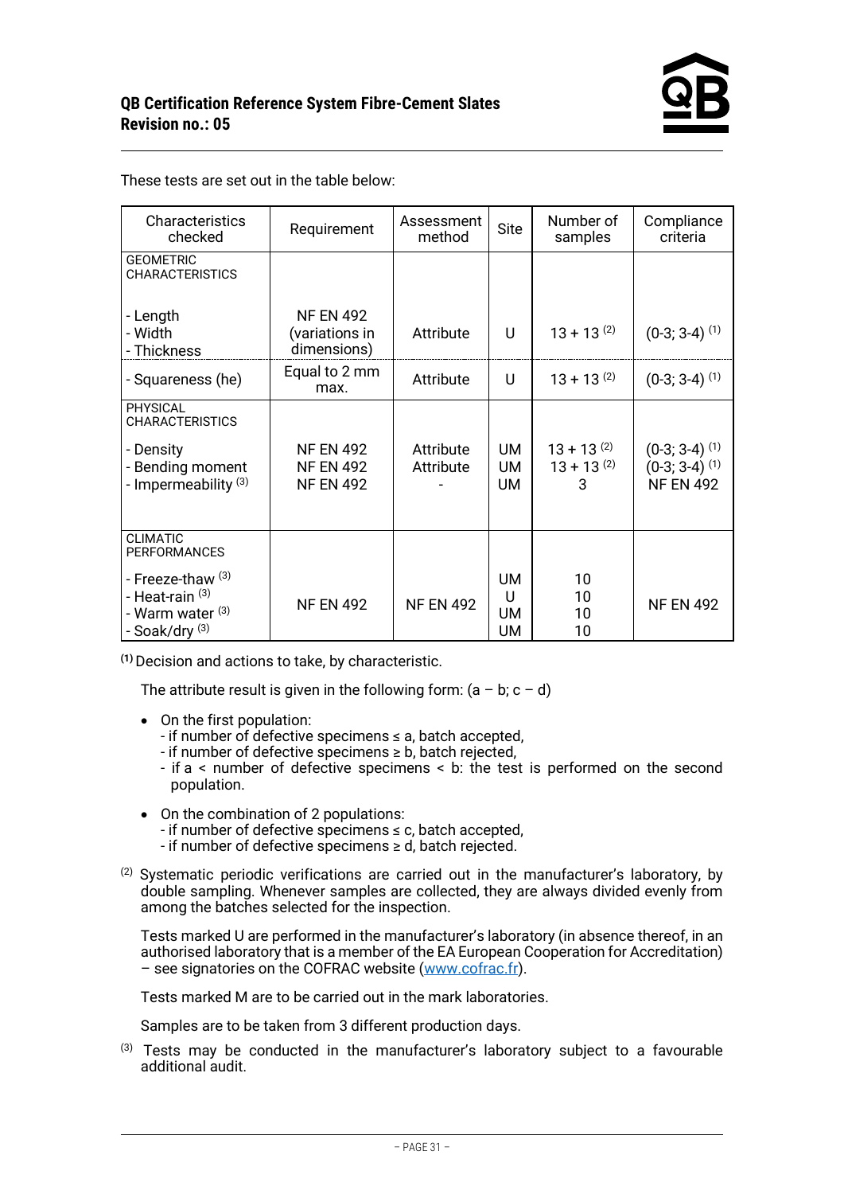These tests are set out in the table below:

| Characteristics checked | Requirement | Assessment method | Site | Number of samples | Compliance criteria |
|---|---|---|---|---|---|
| GEOMETRIC CHARACTERISTICS | | | | | |
| - Length<br>- Width<br>- Thickness | NF EN 492 (variations in dimensions) | Attribute | U | 13 + 13 [(2)] | (0-3; 3-4) [(1)] |
| - Squareness (he) | Equal to 2 mm max. | Attribute | U | 13 + 13 [(2)] | (0-3; 3-4) [(1)] |
| PHYSICAL CHARACTERISTICS | | | | | |
| - Density<br>- Bending moment<br>- Impermeability [(3)] | NF EN 492<br>NF EN 492<br>NF EN 492 | Attribute<br>Attribute<br>- | UM<br>UM<br>UM | 13 + 13 [(2)]<br>13 + 13 [(2)]<br>3 | (0-3; 3-4) [(1)]<br>(0-3; 3-4) [(1)]<br>NF EN 492 |
| CLIMATIC PERFORMANCES | | | | | |
| - Freeze-thaw [(3)]<br>- Heat-rain [(3)]<br>- Warm water [(3)]<br>- Soak/dry [(3)] | NF EN 492 | NF EN 492 | UM<br>U<br>UM<br>UM | 10<br>10<br>10<br>10 | NF EN 492 |

**(1)** Decision and actions to take, by characteristic.

The attribute result is given in the following form: (a – b; c – d)

- On the first population:
  - if number of defective specimens ≤ a, batch accepted,
  - if number of defective specimens ≥ b, batch rejected,
  - if a < number of defective specimens < b: the test is performed on the second population.
- On the combination of 2 populations:
  - if number of defective specimens ≤ c, batch accepted,
  - if number of defective specimens ≥ d, batch rejected.

(2) Systematic periodic verifications are carried out in the manufacturer's laboratory, by double sampling. Whenever samples are collected, they are always divided evenly from among the batches selected for the inspection.

Tests marked U are performed in the manufacturer's laboratory (in absence thereof, in an authorised laboratory that is a member of the EA European Cooperation for Accreditation) – see signatories on the COFRAC website (www.cofrac.fr).

Tests marked M are to be carried out in the mark laboratories.

Samples are to be taken from 3 different production days.

(3) Tests may be conducted in the manufacturer's laboratory subject to a favourable additional audit.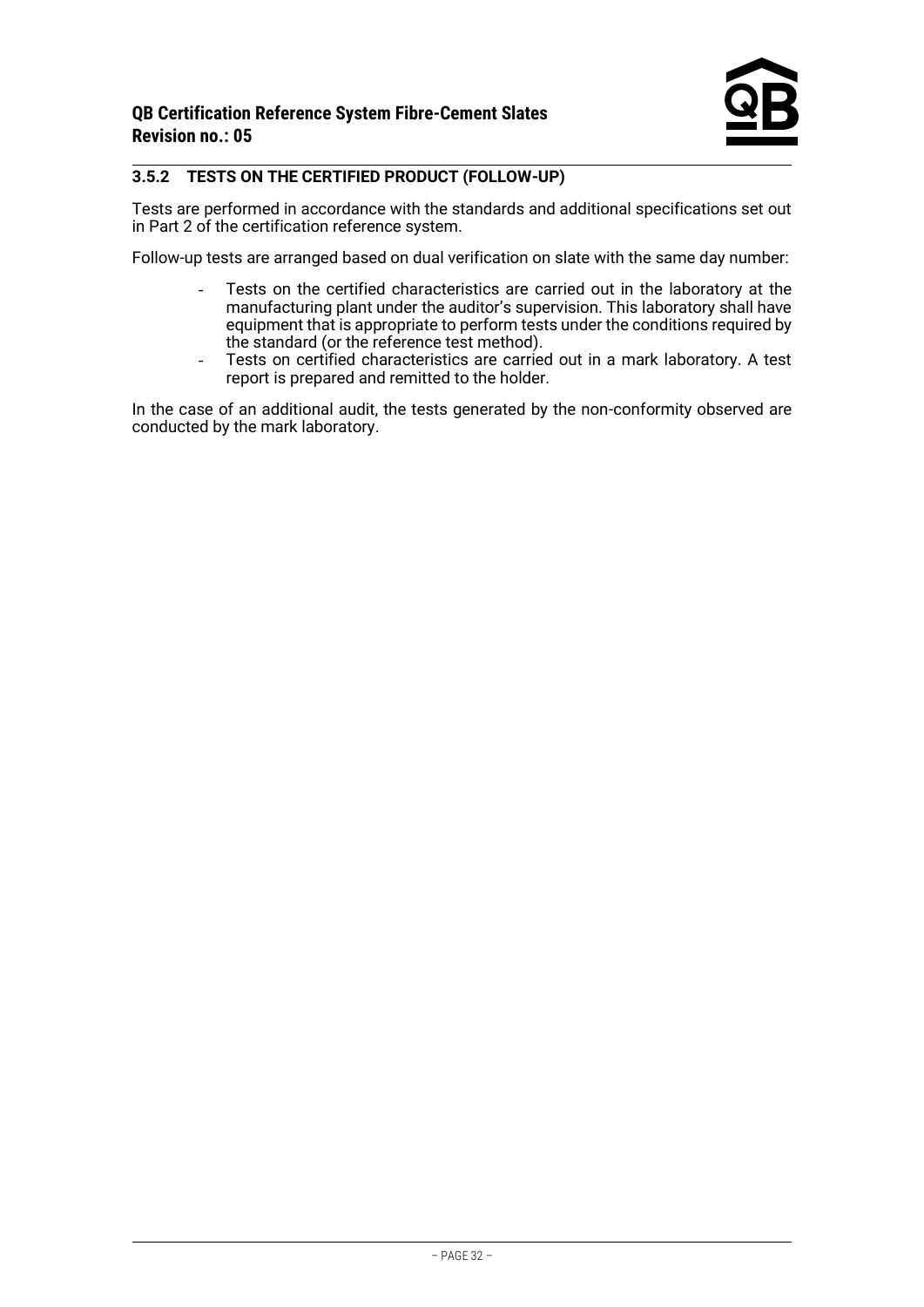### 3.5.2 TESTS ON THE CERTIFIED PRODUCT (FOLLOW-UP)

Tests are performed in accordance with the standards and additional specifications set out in Part 2 of the certification reference system.

Follow-up tests are arranged based on dual verification on slate with the same day number:

- Tests on the certified characteristics are carried out in the laboratory at the manufacturing plant under the auditor's supervision. This laboratory shall have equipment that is appropriate to perform tests under the conditions required by the standard (or the reference test method).
- Tests on certified characteristics are carried out in a mark laboratory. A test report is prepared and remitted to the holder.

In the case of an additional audit, the tests generated by the non-conformity observed are conducted by the mark laboratory.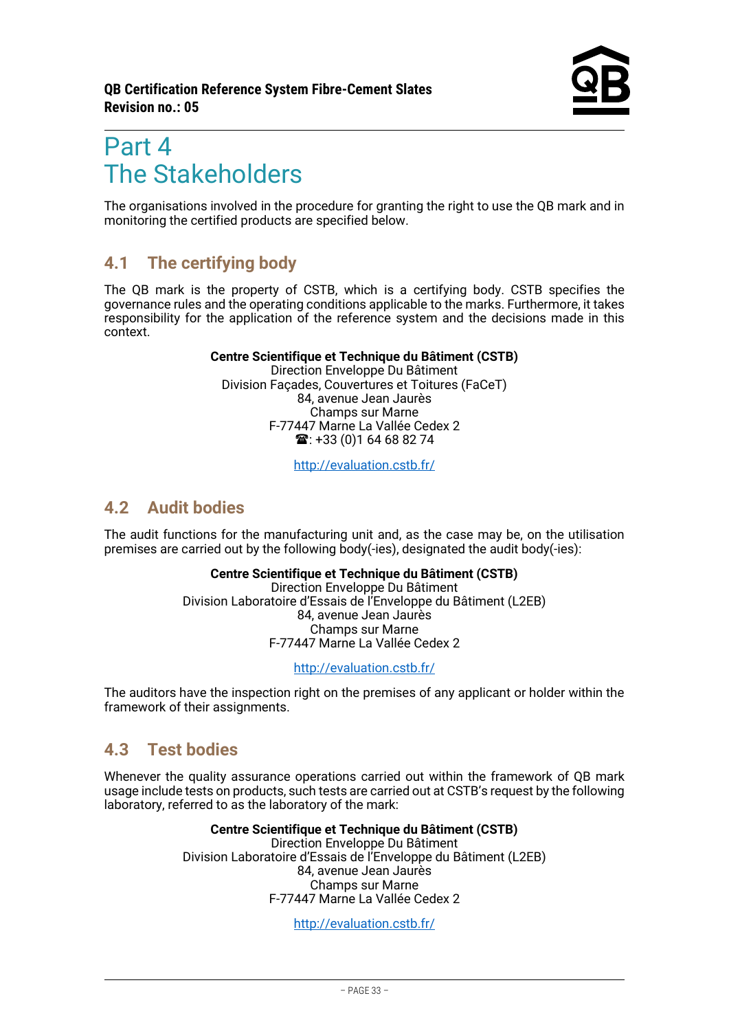# Part 4
# The Stakeholders

The organisations involved in the procedure for granting the right to use the QB mark and in monitoring the certified products are specified below.

## 4.1 The certifying body

The QB mark is the property of CSTB, which is a certifying body. CSTB specifies the governance rules and the operating conditions applicable to the marks. Furthermore, it takes responsibility for the application of the reference system and the decisions made in this context.

**Centre Scientifique et Technique du Bâtiment (CSTB)**
Direction Enveloppe Du Bâtiment
Division Façades, Couvertures et Toitures (FaCeT)
84, avenue Jean Jaurès
Champs sur Marne
F-77447 Marne La Vallée Cedex 2
☎: +33 (0)1 64 68 82 74

http://evaluation.cstb.fr/

## 4.2 Audit bodies

The audit functions for the manufacturing unit and, as the case may be, on the utilisation premises are carried out by the following body(-ies), designated the audit body(-ies):

**Centre Scientifique et Technique du Bâtiment (CSTB)**
Direction Enveloppe Du Bâtiment
Division Laboratoire d'Essais de l'Enveloppe du Bâtiment (L2EB)
84, avenue Jean Jaurès
Champs sur Marne
F-77447 Marne La Vallée Cedex 2

http://evaluation.cstb.fr/

The auditors have the inspection right on the premises of any applicant or holder within the framework of their assignments.

## 4.3 Test bodies

Whenever the quality assurance operations carried out within the framework of QB mark usage include tests on products, such tests are carried out at CSTB's request by the following laboratory, referred to as the laboratory of the mark:

**Centre Scientifique et Technique du Bâtiment (CSTB)**
Direction Enveloppe Du Bâtiment
Division Laboratoire d'Essais de l'Enveloppe du Bâtiment (L2EB)
84, avenue Jean Jaurès
Champs sur Marne
F-77447 Marne La Vallée Cedex 2

http://evaluation.cstb.fr/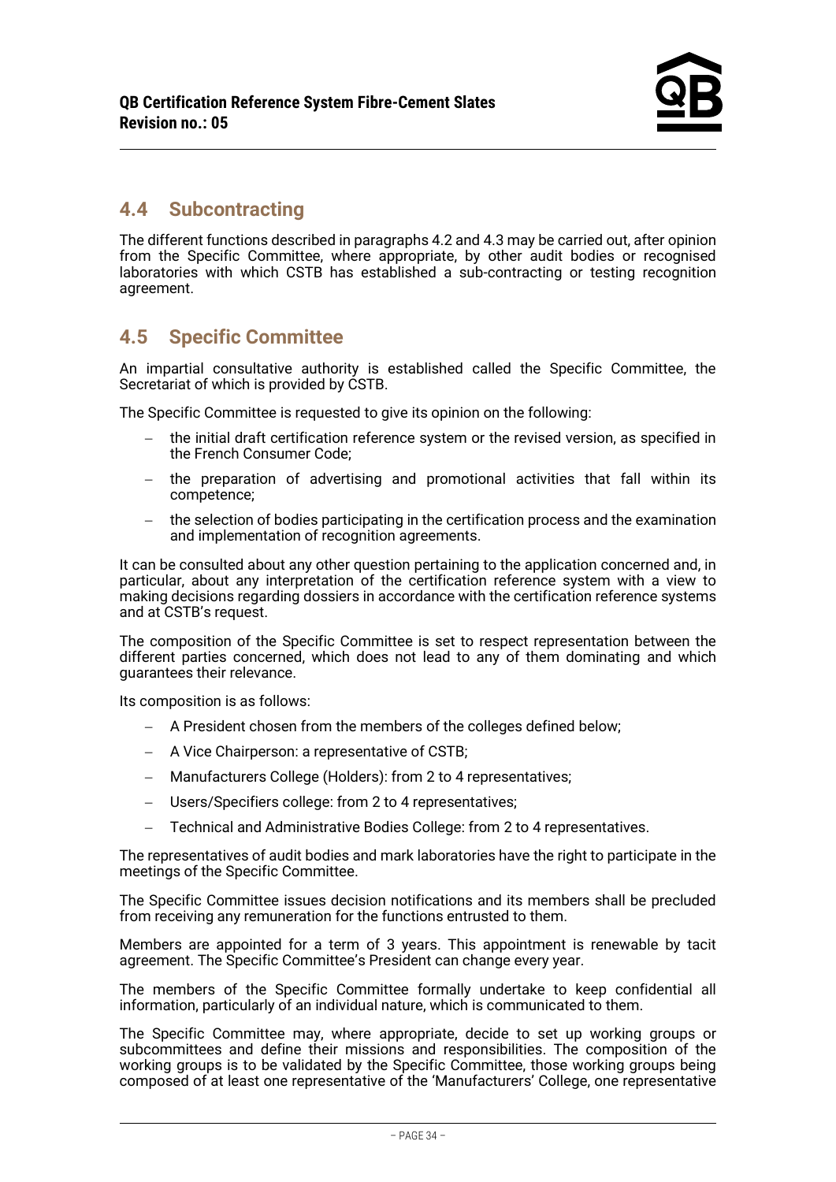## 4.4 Subcontracting

The different functions described in paragraphs 4.2 and 4.3 may be carried out, after opinion from the Specific Committee, where appropriate, by other audit bodies or recognised laboratories with which CSTB has established a sub-contracting or testing recognition agreement.

## 4.5 Specific Committee

An impartial consultative authority is established called the Specific Committee, the Secretariat of which is provided by CSTB.

The Specific Committee is requested to give its opinion on the following:

- the initial draft certification reference system or the revised version, as specified in the French Consumer Code;
- the preparation of advertising and promotional activities that fall within its competence;
- the selection of bodies participating in the certification process and the examination and implementation of recognition agreements.

It can be consulted about any other question pertaining to the application concerned and, in particular, about any interpretation of the certification reference system with a view to making decisions regarding dossiers in accordance with the certification reference systems and at CSTB's request.

The composition of the Specific Committee is set to respect representation between the different parties concerned, which does not lead to any of them dominating and which guarantees their relevance.

Its composition is as follows:

- A President chosen from the members of the colleges defined below;
- A Vice Chairperson: a representative of CSTB;
- Manufacturers College (Holders): from 2 to 4 representatives;
- Users/Specifiers college: from 2 to 4 representatives;
- Technical and Administrative Bodies College: from 2 to 4 representatives.

The representatives of audit bodies and mark laboratories have the right to participate in the meetings of the Specific Committee.

The Specific Committee issues decision notifications and its members shall be precluded from receiving any remuneration for the functions entrusted to them.

Members are appointed for a term of 3 years. This appointment is renewable by tacit agreement. The Specific Committee's President can change every year.

The members of the Specific Committee formally undertake to keep confidential all information, particularly of an individual nature, which is communicated to them.

The Specific Committee may, where appropriate, decide to set up working groups or subcommittees and define their missions and responsibilities. The composition of the working groups is to be validated by the Specific Committee, those working groups being composed of at least one representative of the 'Manufacturers' College, one representative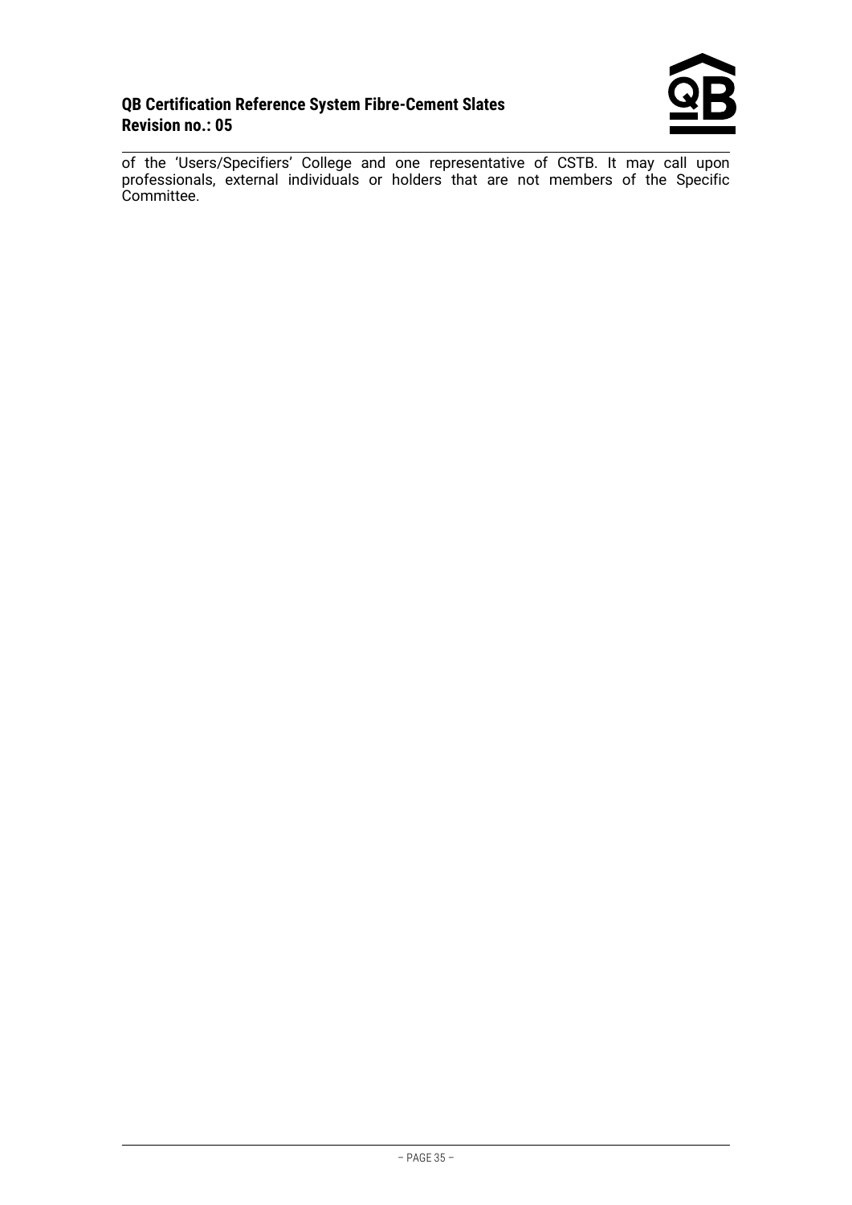of the 'Users/Specifiers' College and one representative of CSTB. It may call upon professionals, external individuals or holders that are not members of the Specific Committee.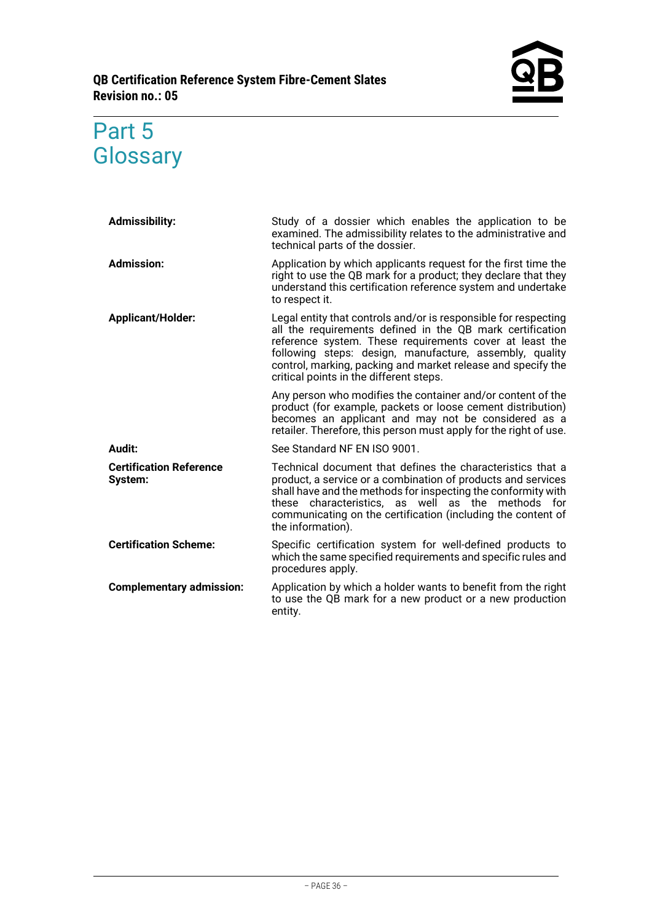# Part 5 Glossary

**Admissibility:** Study of a dossier which enables the application to be examined. The admissibility relates to the administrative and technical parts of the dossier.

**Admission:** Application by which applicants request for the first time the right to use the QB mark for a product; they declare that they understand this certification reference system and undertake to respect it.

**Applicant/Holder:** Legal entity that controls and/or is responsible for respecting all the requirements defined in the QB mark certification reference system. These requirements cover at least the following steps: design, manufacture, assembly, quality control, marking, packing and market release and specify the critical points in the different steps.

Any person who modifies the container and/or content of the product (for example, packets or loose cement distribution) becomes an applicant and may not be considered as a retailer. Therefore, this person must apply for the right of use.

**Audit:** See Standard NF EN ISO 9001.

**Certification Reference System:** Technical document that defines the characteristics that a product, a service or a combination of products and services shall have and the methods for inspecting the conformity with these characteristics, as well as the methods for communicating on the certification (including the content of the information).

**Certification Scheme:** Specific certification system for well-defined products to which the same specified requirements and specific rules and procedures apply.

**Complementary admission:** Application by which a holder wants to benefit from the right to use the QB mark for a new product or a new production entity.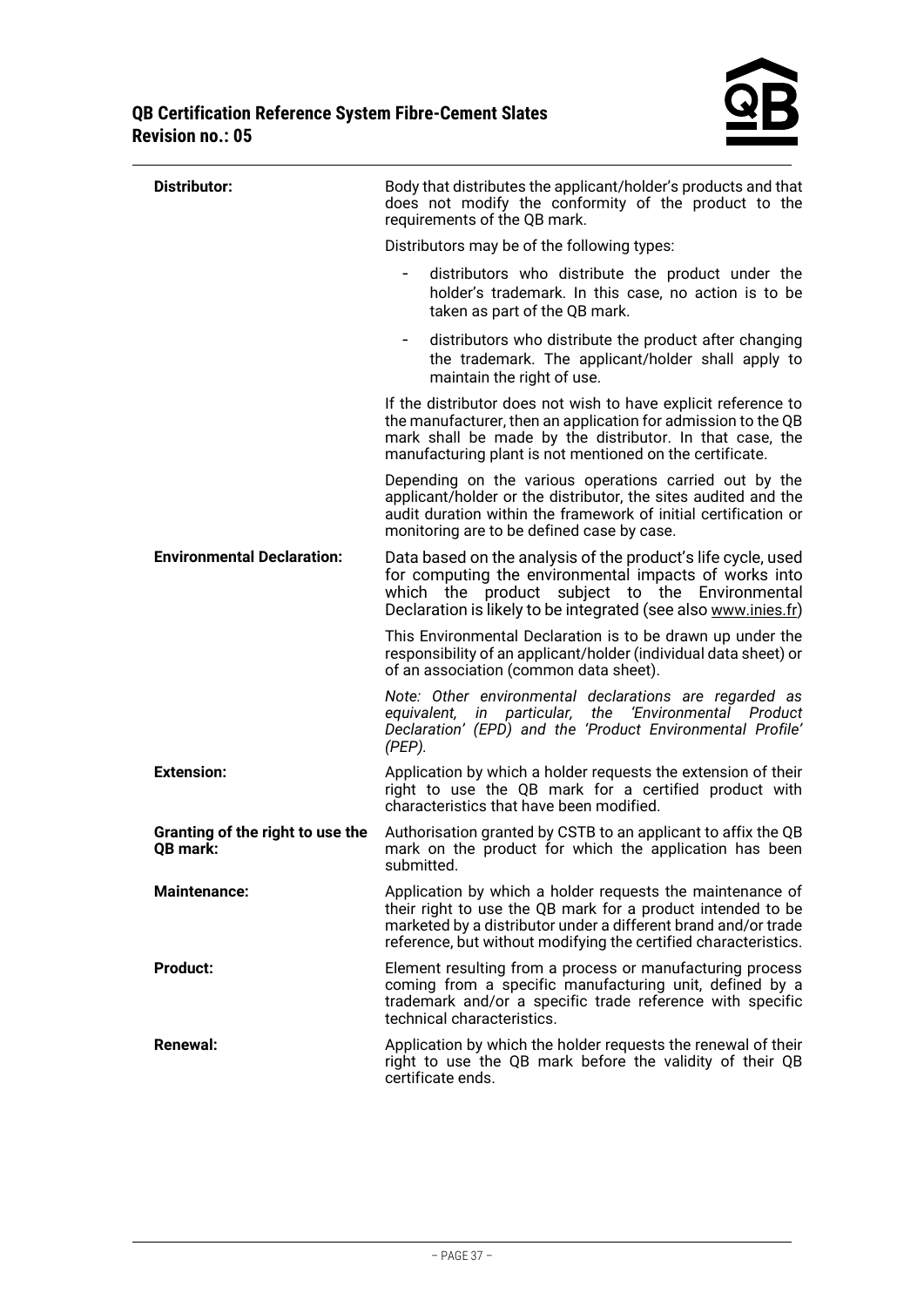**Distributor:** Body that distributes the applicant/holder's products and that does not modify the conformity of the product to the requirements of the QB mark.

Distributors may be of the following types:

- distributors who distribute the product under the holder's trademark. In this case, no action is to be taken as part of the QB mark.
- distributors who distribute the product after changing the trademark. The applicant/holder shall apply to maintain the right of use.

If the distributor does not wish to have explicit reference to the manufacturer, then an application for admission to the QB mark shall be made by the distributor. In that case, the manufacturing plant is not mentioned on the certificate.

Depending on the various operations carried out by the applicant/holder or the distributor, the sites audited and the audit duration within the framework of initial certification or monitoring are to be defined case by case.

**Environmental Declaration:** Data based on the analysis of the product's life cycle, used for computing the environmental impacts of works into which the product subject to the Environmental Declaration is likely to be integrated (see also www.inies.fr)

This Environmental Declaration is to be drawn up under the responsibility of an applicant/holder (individual data sheet) or of an association (common data sheet).

*Note: Other environmental declarations are regarded as equivalent, in particular, the 'Environmental Product Declaration' (EPD) and the 'Product Environmental Profile' (PEP).*

**Extension:** Application by which a holder requests the extension of their right to use the QB mark for a certified product with characteristics that have been modified.

**Granting of the right to use the QB mark:** Authorisation granted by CSTB to an applicant to affix the QB mark on the product for which the application has been submitted.

**Maintenance:** Application by which a holder requests the maintenance of their right to use the QB mark for a product intended to be marketed by a distributor under a different brand and/or trade reference, but without modifying the certified characteristics.

**Product:** Element resulting from a process or manufacturing process coming from a specific manufacturing unit, defined by a trademark and/or a specific trade reference with specific technical characteristics.

**Renewal:** Application by which the holder requests the renewal of their right to use the QB mark before the validity of their QB certificate ends.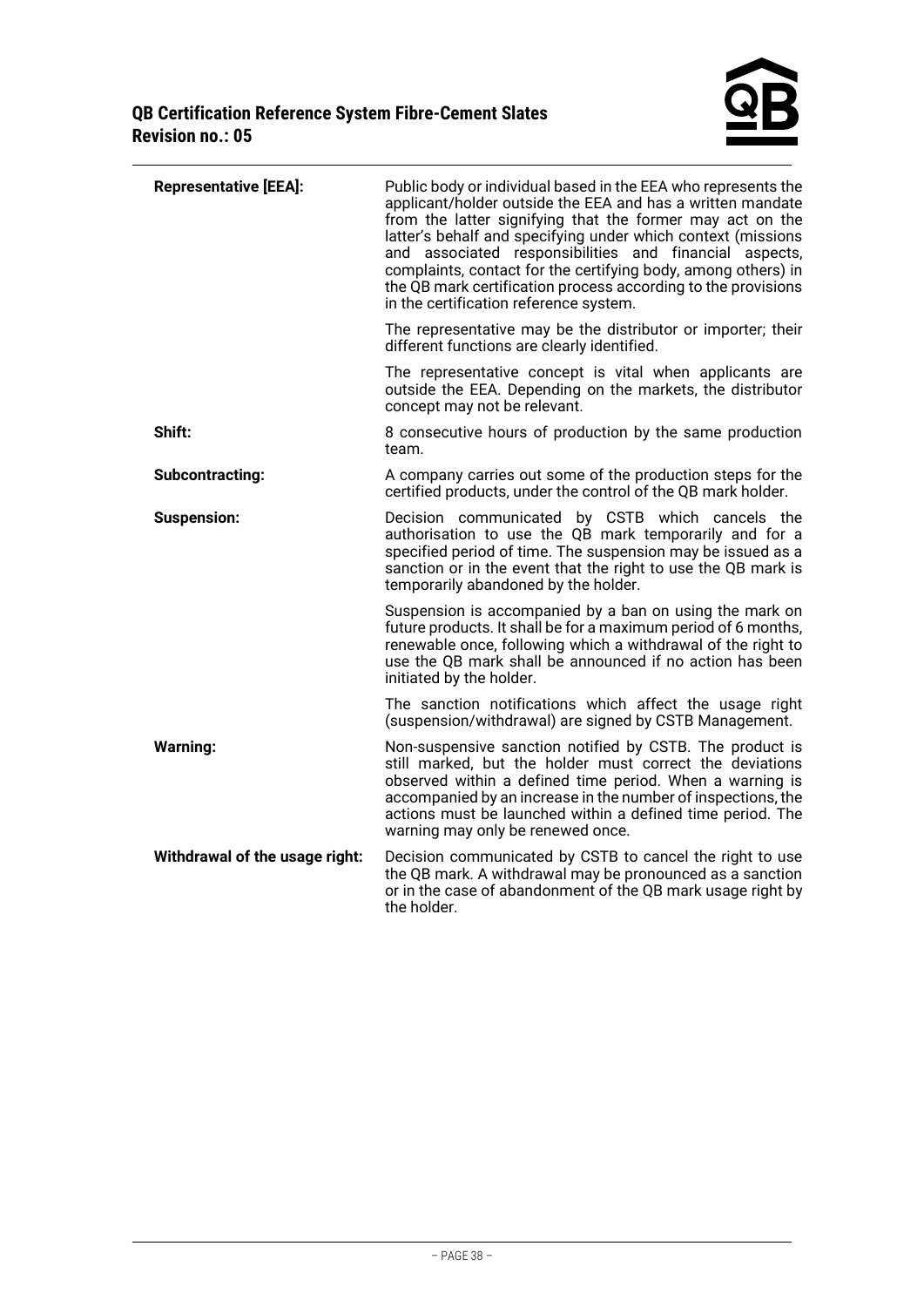**Representative [EEA]:** Public body or individual based in the EEA who represents the applicant/holder outside the EEA and has a written mandate from the latter signifying that the former may act on the latter's behalf and specifying under which context (missions and associated responsibilities and financial aspects, complaints, contact for the certifying body, among others) in the QB mark certification process according to the provisions in the certification reference system.

The representative may be the distributor or importer; their different functions are clearly identified.

The representative concept is vital when applicants are outside the EEA. Depending on the markets, the distributor concept may not be relevant.

**Shift:** 8 consecutive hours of production by the same production team.

**Subcontracting:** A company carries out some of the production steps for the certified products, under the control of the QB mark holder.

**Suspension:** Decision communicated by CSTB which cancels the authorisation to use the QB mark temporarily and for a specified period of time. The suspension may be issued as a sanction or in the event that the right to use the QB mark is temporarily abandoned by the holder.

Suspension is accompanied by a ban on using the mark on future products. It shall be for a maximum period of 6 months, renewable once, following which a withdrawal of the right to use the QB mark shall be announced if no action has been initiated by the holder.

The sanction notifications which affect the usage right (suspension/withdrawal) are signed by CSTB Management.

**Warning:** Non-suspensive sanction notified by CSTB. The product is still marked, but the holder must correct the deviations observed within a defined time period. When a warning is accompanied by an increase in the number of inspections, the actions must be launched within a defined time period. The warning may only be renewed once.

**Withdrawal of the usage right:** Decision communicated by CSTB to cancel the right to use the QB mark. A withdrawal may be pronounced as a sanction or in the case of abandonment of the QB mark usage right by the holder.